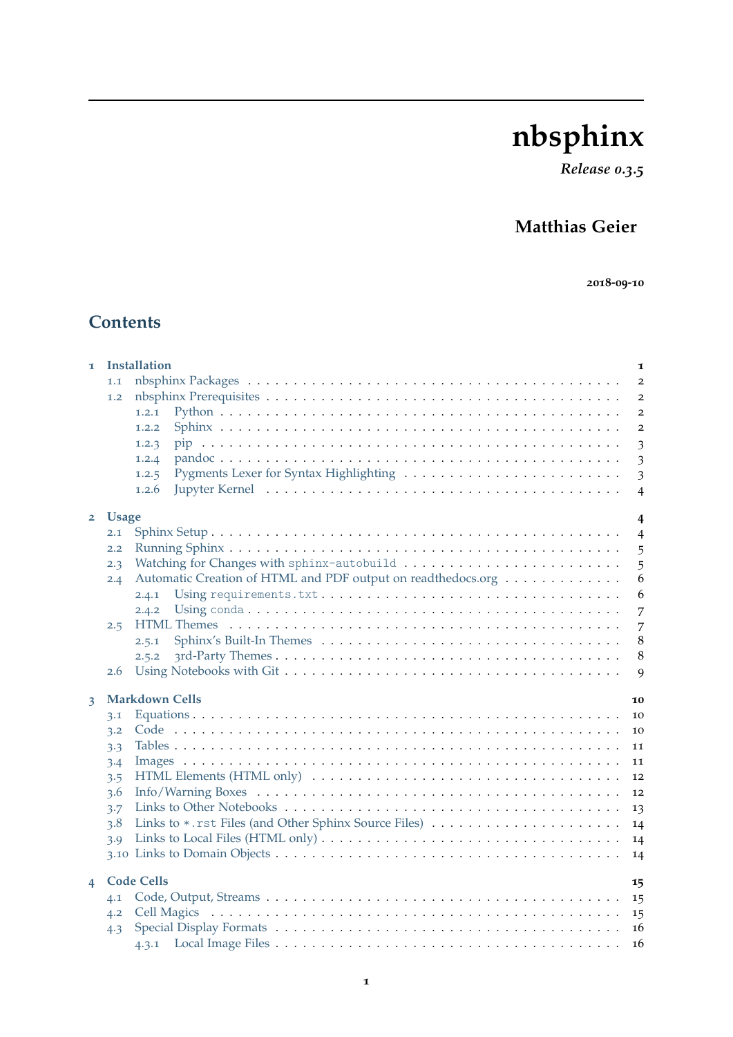# nbsphinx

*Release 0.3.5*

**Matthias Geier**

**2018-09-10**

## Contents

- **1 Installation** — 1
  - 1.1 nbsphinx Packages — 2
  - 1.2 nbsphinx Prerequisites — 2
    - 1.2.1 Python — 2
    - 1.2.2 Sphinx — 2
    - 1.2.3 pip — 3
    - 1.2.4 pandoc — 3
    - 1.2.5 Pygments Lexer for Syntax Highlighting — 3
    - 1.2.6 Jupyter Kernel — 4
- **2 Usage** — 4
  - 2.1 Sphinx Setup — 4
  - 2.2 Running Sphinx — 5
  - 2.3 Watching for Changes with `sphinx-autobuild` — 5
  - 2.4 Automatic Creation of HTML and PDF output on readthedocs.org — 6
    - 2.4.1 Using `requirements.txt` — 6
    - 2.4.2 Using `conda` — 7
  - 2.5 HTML Themes — 7
    - 2.5.1 Sphinx's Built-In Themes — 8
    - 2.5.2 3rd-Party Themes — 8
  - 2.6 Using Notebooks with Git — 9
- **3 Markdown Cells** — 10
  - 3.1 Equations — 10
  - 3.2 Code — 10
  - 3.3 Tables — 11
  - 3.4 Images — 11
  - 3.5 HTML Elements (HTML only) — 12
  - 3.6 Info/Warning Boxes — 12
  - 3.7 Links to Other Notebooks — 13
  - 3.8 Links to `*.rst` Files (and Other Sphinx Source Files) — 14
  - 3.9 Links to Local Files (HTML only) — 14
  - 3.10 Links to Domain Objects — 14
- **4 Code Cells** — 15
  - 4.1 Code, Output, Streams — 15
  - 4.2 Cell Magics — 15
  - 4.3 Special Display Formats — 16
    - 4.3.1 Local Image Files — 16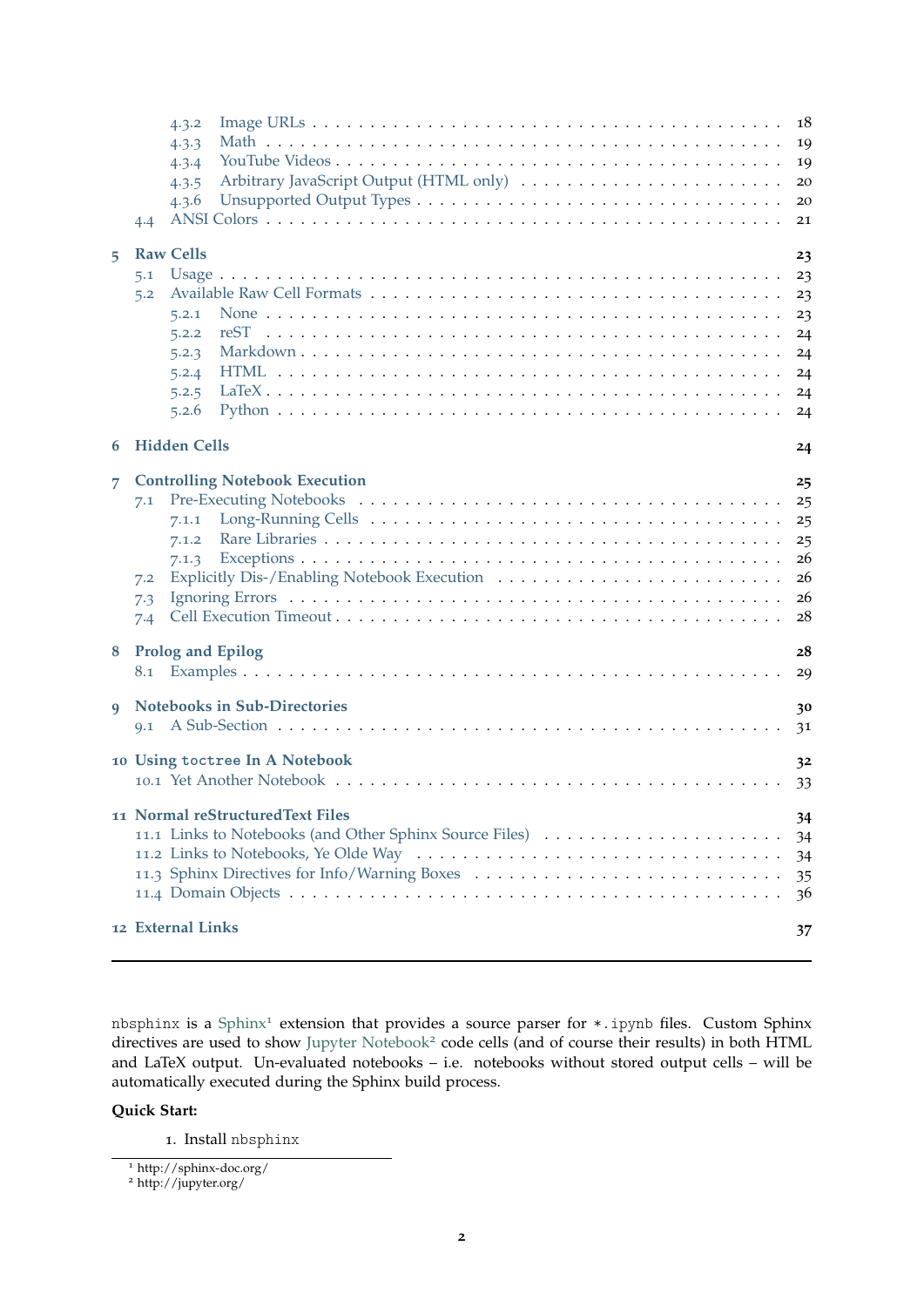- 4.3.2 Image URLs . . . 18
- 4.3.3 Math . . . 19
- 4.3.4 YouTube Videos . . . 19
- 4.3.5 Arbitrary JavaScript Output (HTML only) . . . 20
- 4.3.6 Unsupported Output Types . . . 20
- 4.4 ANSI Colors . . . 21

**5 Raw Cells** **23**
- 5.1 Usage . . . 23
- 5.2 Available Raw Cell Formats . . . 23
  - 5.2.1 None . . . 23
  - 5.2.2 reST . . . 24
  - 5.2.3 Markdown . . . 24
  - 5.2.4 HTML . . . 24
  - 5.2.5 LaTeX . . . 24
  - 5.2.6 Python . . . 24

**6 Hidden Cells** **24**

**7 Controlling Notebook Execution** **25**
- 7.1 Pre-Executing Notebooks . . . 25
  - 7.1.1 Long-Running Cells . . . 25
  - 7.1.2 Rare Libraries . . . 25
  - 7.1.3 Exceptions . . . 26
- 7.2 Explicitly Dis-/Enabling Notebook Execution . . . 26
- 7.3 Ignoring Errors . . . 26
- 7.4 Cell Execution Timeout . . . 28

**8 Prolog and Epilog** **28**
- 8.1 Examples . . . 29

**9 Notebooks in Sub-Directories** **30**
- 9.1 A Sub-Section . . . 31

**10 Using `toctree` In A Notebook** **32**
- 10.1 Yet Another Notebook . . . 33

**11 Normal reStructuredText Files** **34**
- 11.1 Links to Notebooks (and Other Sphinx Source Files) . . . 34
- 11.2 Links to Notebooks, Ye Olde Way . . . 34
- 11.3 Sphinx Directives for Info/Warning Boxes . . . 35
- 11.4 Domain Objects . . . 36

**12 External Links** **37**

---

`nbsphinx` is a Sphinx[1] extension that provides a source parser for `*.ipynb` files. Custom Sphinx directives are used to show Jupyter Notebook[2] code cells (and of course their results) in both HTML and LaTeX output. Un-evaluated notebooks – i.e. notebooks without stored output cells – will be automatically executed during the Sphinx build process.

**Quick Start:**

1. Install `nbsphinx`

[1] http://sphinx-doc.org/
[2] http://jupyter.org/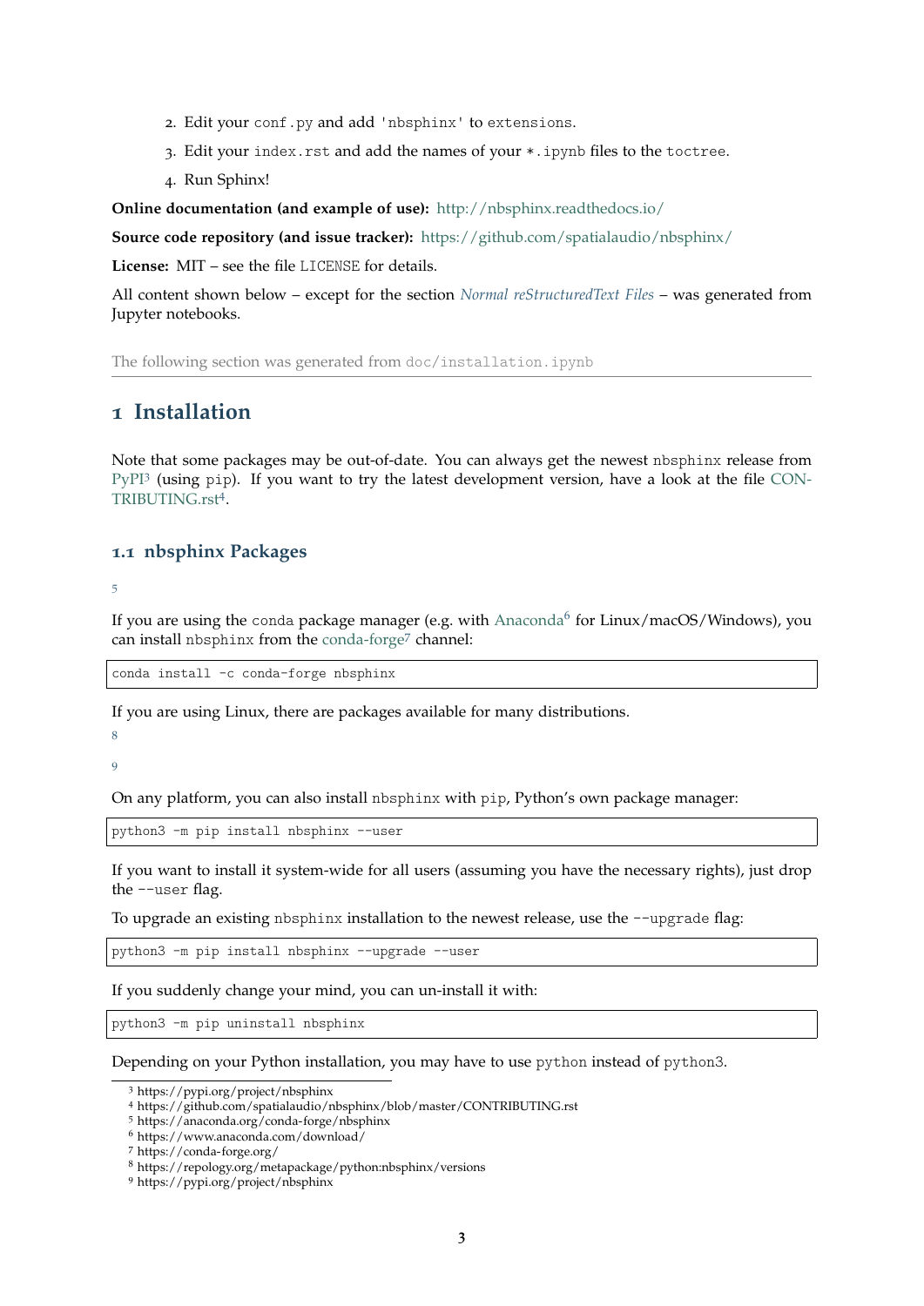2. Edit your `conf.py` and add `'nbsphinx'` to `extensions`.
3. Edit your `index.rst` and add the names of your `*.ipynb` files to the `toctree`.
4. Run Sphinx!

**Online documentation (and example of use):** http://nbsphinx.readthedocs.io/

**Source code repository (and issue tracker):** https://github.com/spatialaudio/nbsphinx/

**License:** MIT – see the file `LICENSE` for details.

All content shown below – except for the section *Normal reStructuredText Files* – was generated from Jupyter notebooks.

The following section was generated from `doc/installation.ipynb`

---

# 1 Installation

Note that some packages may be out-of-date. You can always get the newest `nbsphinx` release from PyPI[3] (using `pip`). If you want to try the latest development version, have a look at the file CONTRIBUTING.rst[4].

## 1.1 nbsphinx Packages

[5]

If you are using the `conda` package manager (e.g. with Anaconda[6] for Linux/macOS/Windows), you can install `nbsphinx` from the conda-forge[7] channel:

```
conda install -c conda-forge nbsphinx
```

If you are using Linux, there are packages available for many distributions.

[8]

[9]

On any platform, you can also install `nbsphinx` with `pip`, Python's own package manager:

```
python3 -m pip install nbsphinx --user
```

If you want to install it system-wide for all users (assuming you have the necessary rights), just drop the `--user` flag.

To upgrade an existing `nbsphinx` installation to the newest release, use the `--upgrade` flag:

```
python3 -m pip install nbsphinx --upgrade --user
```

If you suddenly change your mind, you can un-install it with:

```
python3 -m pip uninstall nbsphinx
```

Depending on your Python installation, you may have to use `python` instead of `python3`.

---

[3] https://pypi.org/project/nbsphinx

[4] https://github.com/spatialaudio/nbsphinx/blob/master/CONTRIBUTING.rst

[5] https://anaconda.org/conda-forge/nbsphinx

[6] https://www.anaconda.com/download/

[7] https://conda-forge.org/

[8] https://repology.org/metapackage/python:nbsphinx/versions

[9] https://pypi.org/project/nbsphinx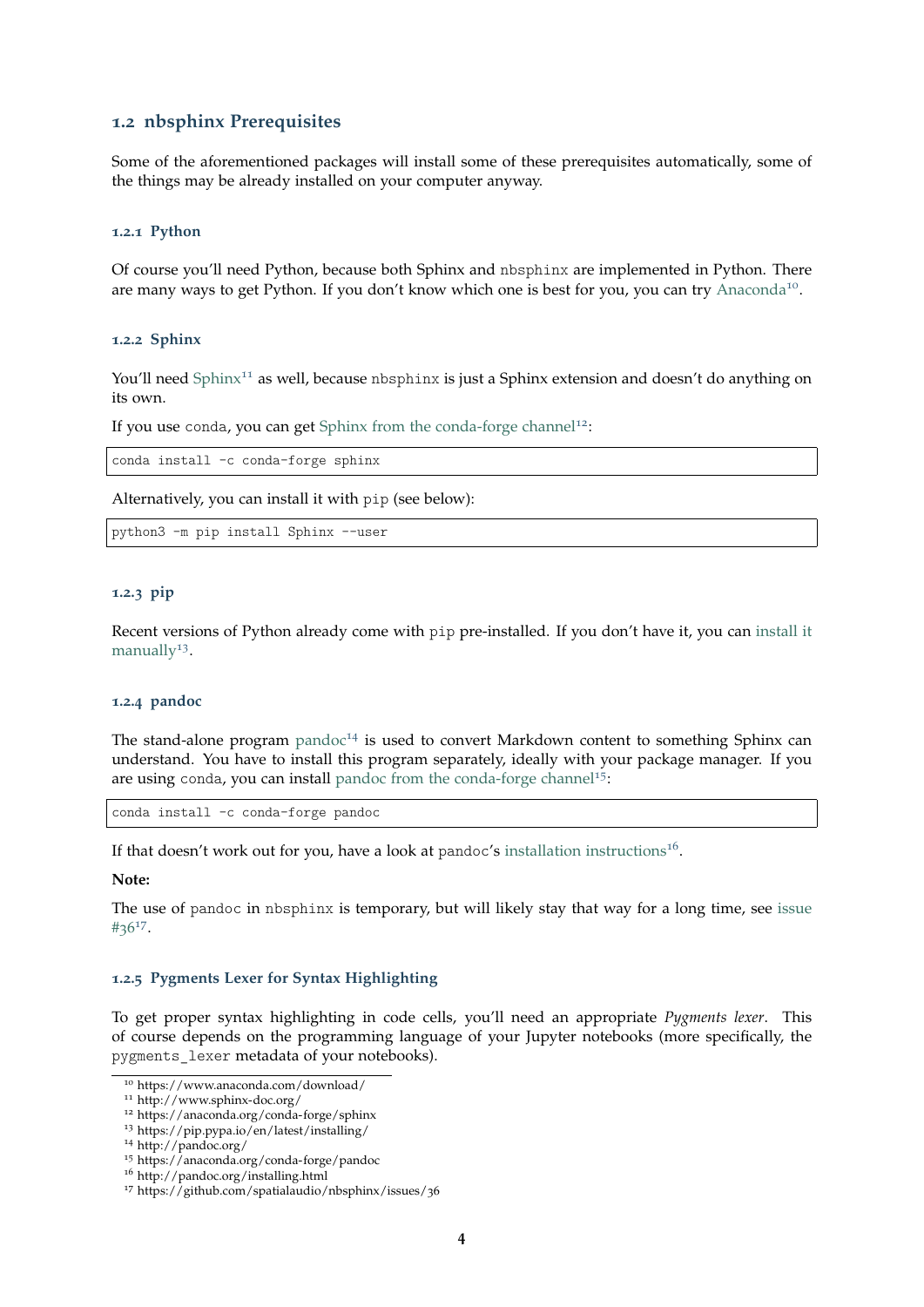## 1.2 nbsphinx Prerequisites

Some of the aforementioned packages will install some of these prerequisites automatically, some of the things may be already installed on your computer anyway.

### 1.2.1 Python

Of course you'll need Python, because both Sphinx and nbsphinx are implemented in Python. There are many ways to get Python. If you don't know which one is best for you, you can try Anaconda[10].

### 1.2.2 Sphinx

You'll need Sphinx[11] as well, because nbsphinx is just a Sphinx extension and doesn't do anything on its own.

If you use conda, you can get Sphinx from the conda-forge channel[12]:

```
conda install -c conda-forge sphinx
```

Alternatively, you can install it with pip (see below):

```
python3 -m pip install Sphinx --user
```

### 1.2.3 pip

Recent versions of Python already come with pip pre-installed. If you don't have it, you can install it manually[13].

### 1.2.4 pandoc

The stand-alone program pandoc[14] is used to convert Markdown content to something Sphinx can understand. You have to install this program separately, ideally with your package manager. If you are using conda, you can install pandoc from the conda-forge channel[15]:

```
conda install -c conda-forge pandoc
```

If that doesn't work out for you, have a look at pandoc's installation instructions[16].

**Note:**

The use of pandoc in nbsphinx is temporary, but will likely stay that way for a long time, see issue #36[17].

### 1.2.5 Pygments Lexer for Syntax Highlighting

To get proper syntax highlighting in code cells, you'll need an appropriate *Pygments lexer*. This of course depends on the programming language of your Jupyter notebooks (more specifically, the pygments_lexer metadata of your notebooks).

[10] https://www.anaconda.com/download/
[11] http://www.sphinx-doc.org/
[12] https://anaconda.org/conda-forge/sphinx
[13] https://pip.pypa.io/en/latest/installing/
[14] http://pandoc.org/
[15] https://anaconda.org/conda-forge/pandoc
[16] http://pandoc.org/installing.html
[17] https://github.com/spatialaudio/nbsphinx/issues/36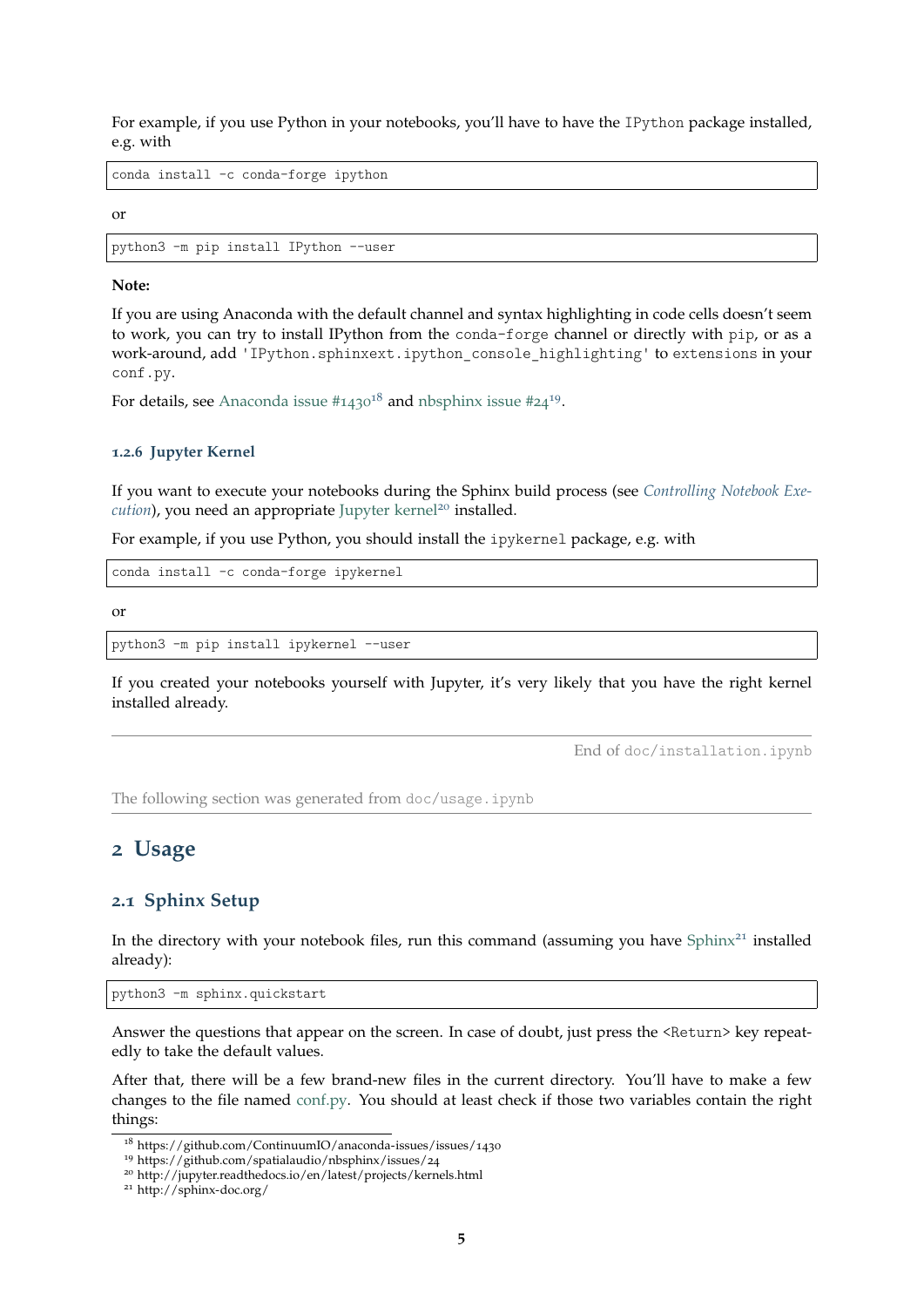For example, if you use Python in your notebooks, you'll have to have the `IPython` package installed, e.g. with

```
conda install -c conda-forge ipython
```

or

```
python3 -m pip install IPython --user
```

**Note:**

If you are using Anaconda with the default channel and syntax highlighting in code cells doesn't seem to work, you can try to install IPython from the `conda-forge` channel or directly with `pip`, or as a work-around, add `'IPython.sphinxext.ipython_console_highlighting'` to `extensions` in your `conf.py`.

For details, see Anaconda issue #1430[18] and nbsphinx issue #24[19].

#### 1.2.6 Jupyter Kernel

If you want to execute your notebooks during the Sphinx build process (see *Controlling Notebook Execution*), you need an appropriate Jupyter kernel[20] installed.

For example, if you use Python, you should install the `ipykernel` package, e.g. with

```
conda install -c conda-forge ipykernel
```

or

```
python3 -m pip install ipykernel --user
```

If you created your notebooks yourself with Jupyter, it's very likely that you have the right kernel installed already.

---

End of `doc/installation.ipynb`

The following section was generated from `doc/usage.ipynb`

---

# 2 Usage

## 2.1 Sphinx Setup

In the directory with your notebook files, run this command (assuming you have Sphinx[21] installed already):

```
python3 -m sphinx.quickstart
```

Answer the questions that appear on the screen. In case of doubt, just press the `<Return>` key repeatedly to take the default values.

After that, there will be a few brand-new files in the current directory. You'll have to make a few changes to the file named conf.py. You should at least check if those two variables contain the right things:

[18] https://github.com/ContinuumIO/anaconda-issues/issues/1430
[19] https://github.com/spatialaudio/nbsphinx/issues/24
[20] http://jupyter.readthedocs.io/en/latest/projects/kernels.html
[21] http://sphinx-doc.org/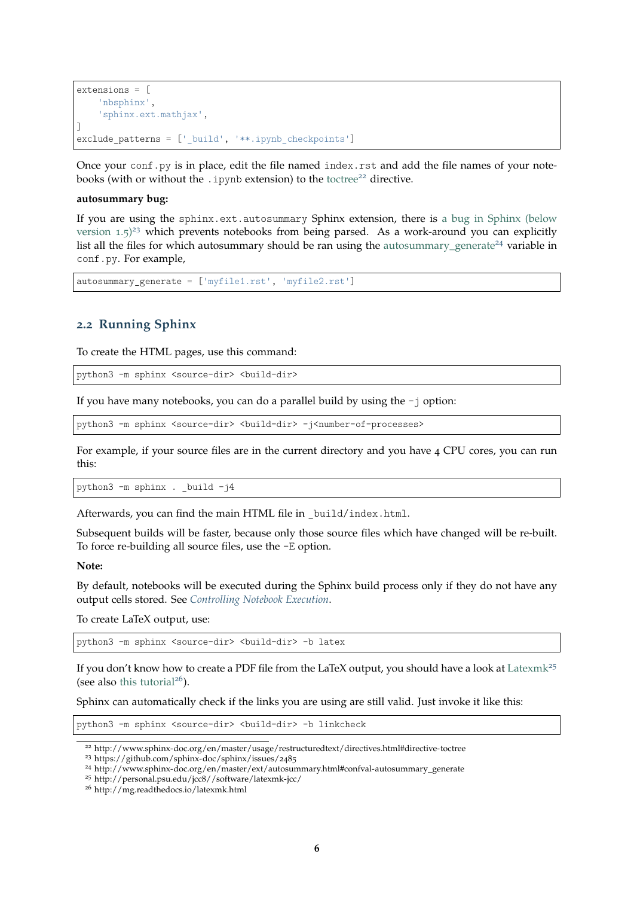```
extensions = [
    'nbsphinx',
    'sphinx.ext.mathjax',
]
exclude_patterns = ['_build', '**.ipynb_checkpoints']
```

Once your `conf.py` is in place, edit the file named `index.rst` and add the file names of your notebooks (with or without the `.ipynb` extension) to the toctree[22] directive.

**autosummary bug:**

If you are using the `sphinx.ext.autosummary` Sphinx extension, there is a bug in Sphinx (below version 1.5)[23] which prevents notebooks from being parsed. As a work-around you can explicitly list all the files for which autosummary should be ran using the autosummary_generate[24] variable in `conf.py`. For example,

```
autosummary_generate = ['myfile1.rst', 'myfile2.rst']
```

## 2.2 Running Sphinx

To create the HTML pages, use this command:

```
python3 -m sphinx <source-dir> <build-dir>
```

If you have many notebooks, you can do a parallel build by using the `-j` option:

```
python3 -m sphinx <source-dir> <build-dir> -j<number-of-processes>
```

For example, if your source files are in the current directory and you have 4 CPU cores, you can run this:

```
python3 -m sphinx . _build -j4
```

Afterwards, you can find the main HTML file in `_build/index.html`.

Subsequent builds will be faster, because only those source files which have changed will be re-built. To force re-building all source files, use the `-E` option.

**Note:**

By default, notebooks will be executed during the Sphinx build process only if they do not have any output cells stored. See *Controlling Notebook Execution*.

To create LaTeX output, use:

```
python3 -m sphinx <source-dir> <build-dir> -b latex
```

If you don't know how to create a PDF file from the LaTeX output, you should have a look at Latexmk[25] (see also this tutorial[26]).

Sphinx can automatically check if the links you are using are still valid. Just invoke it like this:

```
python3 -m sphinx <source-dir> <build-dir> -b linkcheck
```

[22] http://www.sphinx-doc.org/en/master/usage/restructuredtext/directives.html#directive-toctree
[23] https://github.com/sphinx-doc/sphinx/issues/2485
[24] http://www.sphinx-doc.org/en/master/ext/autosummary.html#confval-autosummary_generate
[25] http://personal.psu.edu/jcc8//software/latexmk-jcc/
[26] http://mg.readthedocs.io/latexmk.html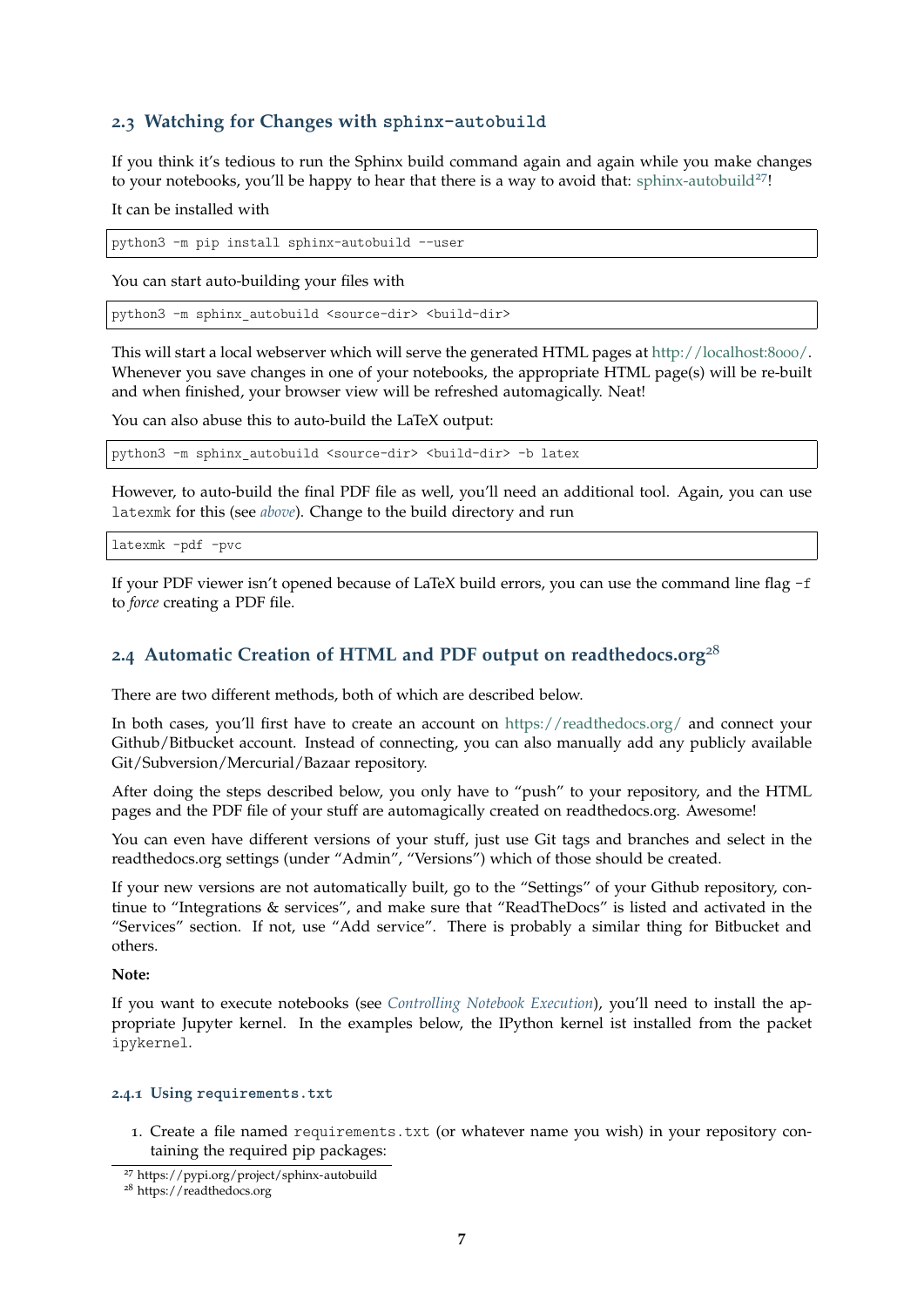## 2.3 Watching for Changes with `sphinx-autobuild`

If you think it's tedious to run the Sphinx build command again and again while you make changes to your notebooks, you'll be happy to hear that there is a way to avoid that: sphinx-autobuild[27]!

It can be installed with

```
python3 -m pip install sphinx-autobuild --user
```

You can start auto-building your files with

```
python3 -m sphinx_autobuild <source-dir> <build-dir>
```

This will start a local webserver which will serve the generated HTML pages at http://localhost:8000/. Whenever you save changes in one of your notebooks, the appropriate HTML page(s) will be re-built and when finished, your browser view will be refreshed automagically. Neat!

You can also abuse this to auto-build the LaTeX output:

```
python3 -m sphinx_autobuild <source-dir> <build-dir> -b latex
```

However, to auto-build the final PDF file as well, you'll need an additional tool. Again, you can use `latexmk` for this (see *above*). Change to the build directory and run

```
latexmk -pdf -pvc
```

If your PDF viewer isn't opened because of LaTeX build errors, you can use the command line flag `-f` to *force* creating a PDF file.

## 2.4 Automatic Creation of HTML and PDF output on readthedocs.org[28]

There are two different methods, both of which are described below.

In both cases, you'll first have to create an account on https://readthedocs.org/ and connect your Github/Bitbucket account. Instead of connecting, you can also manually add any publicly available Git/Subversion/Mercurial/Bazaar repository.

After doing the steps described below, you only have to "push" to your repository, and the HTML pages and the PDF file of your stuff are automagically created on readthedocs.org. Awesome!

You can even have different versions of your stuff, just use Git tags and branches and select in the readthedocs.org settings (under "Admin", "Versions") which of those should be created.

If your new versions are not automatically built, go to the "Settings" of your Github repository, continue to "Integrations & services", and make sure that "ReadTheDocs" is listed and activated in the "Services" section. If not, use "Add service". There is probably a similar thing for Bitbucket and others.

**Note:**

If you want to execute notebooks (see *Controlling Notebook Execution*), you'll need to install the appropriate Jupyter kernel. In the examples below, the IPython kernel ist installed from the packet `ipykernel`.

### 2.4.1 Using `requirements.txt`

1. Create a file named `requirements.txt` (or whatever name you wish) in your repository containing the required pip packages:

---

[27] https://pypi.org/project/sphinx-autobuild

[28] https://readthedocs.org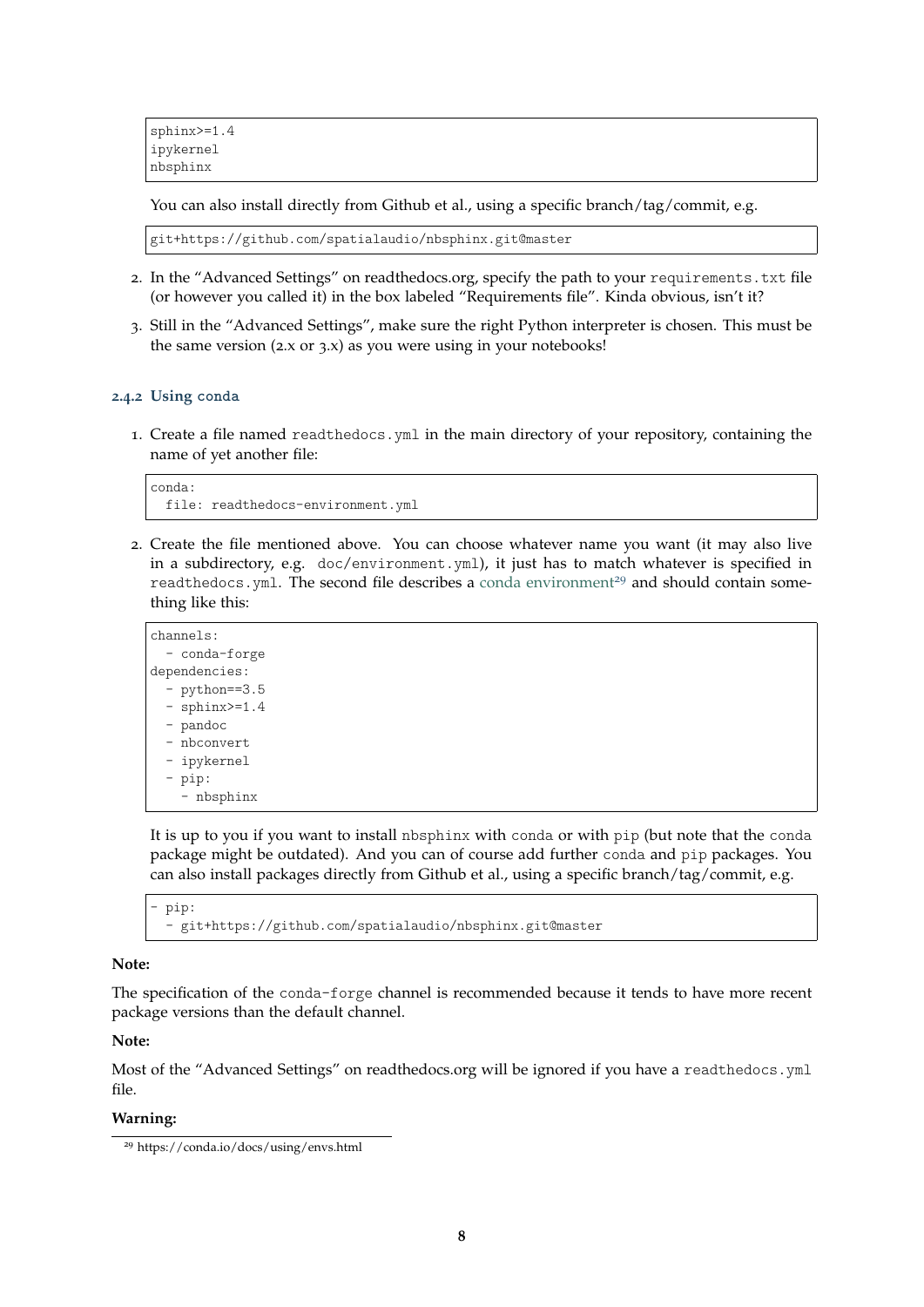```
sphinx>=1.4
ipykernel
nbsphinx
```

You can also install directly from Github et al., using a specific branch/tag/commit, e.g.

```
git+https://github.com/spatialaudio/nbsphinx.git@master
```

2. In the "Advanced Settings" on readthedocs.org, specify the path to your `requirements.txt` file (or however you called it) in the box labeled "Requirements file". Kinda obvious, isn't it?
3. Still in the "Advanced Settings", make sure the right Python interpreter is chosen. This must be the same version (2.x or 3.x) as you were using in your notebooks!

#### 2.4.2 Using conda

1. Create a file named `readthedocs.yml` in the main directory of your repository, containing the name of yet another file:

```
conda:
  file: readthedocs-environment.yml
```

2. Create the file mentioned above. You can choose whatever name you want (it may also live in a subdirectory, e.g. `doc/environment.yml`), it just has to match whatever is specified in `readthedocs.yml`. The second file describes a conda environment[29] and should contain something like this:

```
channels:
  - conda-forge
dependencies:
  - python==3.5
  - sphinx>=1.4
  - pandoc
  - nbconvert
  - ipykernel
  - pip:
    - nbsphinx
```

It is up to you if you want to install `nbsphinx` with `conda` or with `pip` (but note that the `conda` package might be outdated). And you can of course add further `conda` and `pip` packages. You can also install packages directly from Github et al., using a specific branch/tag/commit, e.g.

```
- pip:
  - git+https://github.com/spatialaudio/nbsphinx.git@master
```

**Note:**

The specification of the `conda-forge` channel is recommended because it tends to have more recent package versions than the default channel.

**Note:**

Most of the "Advanced Settings" on readthedocs.org will be ignored if you have a `readthedocs.yml` file.

**Warning:**

[29] https://conda.io/docs/using/envs.html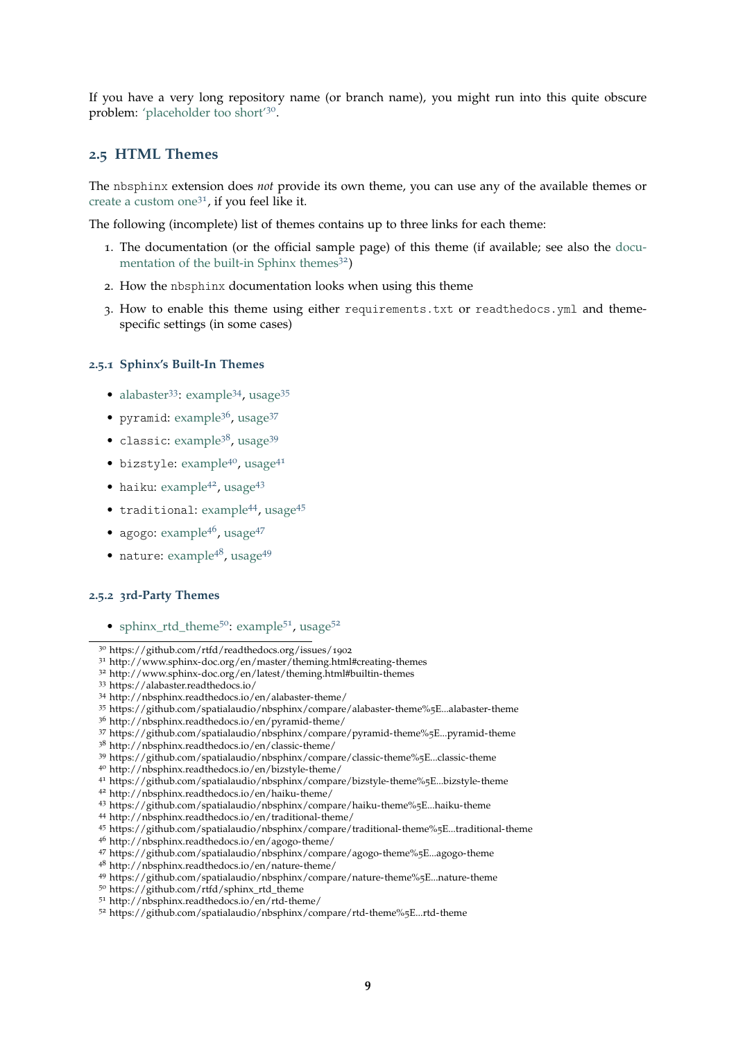If you have a very long repository name (or branch name), you might run into this quite obscure problem: 'placeholder too short'[30].

## 2.5 HTML Themes

The `nbsphinx` extension does *not* provide its own theme, you can use any of the available themes or create a custom one[31], if you feel like it.

The following (incomplete) list of themes contains up to three links for each theme:

1. The documentation (or the official sample page) of this theme (if available; see also the documentation of the built-in Sphinx themes[32])
2. How the `nbsphinx` documentation looks when using this theme
3. How to enable this theme using either `requirements.txt` or `readthedocs.yml` and theme-specific settings (in some cases)

### 2.5.1 Sphinx's Built-In Themes

- alabaster[33]: example[34], usage[35]
- `pyramid`: example[36], usage[37]
- `classic`: example[38], usage[39]
- `bizstyle`: example[40], usage[41]
- `haiku`: example[42], usage[43]
- `traditional`: example[44], usage[45]
- `agogo`: example[46], usage[47]
- `nature`: example[48], usage[49]

### 2.5.2 3rd-Party Themes

- sphinx_rtd_theme[50]: example[51], usage[52]

[30] https://github.com/rtfd/readthedocs.org/issues/1902
[31] http://www.sphinx-doc.org/en/master/theming.html#creating-themes
[32] http://www.sphinx-doc.org/en/latest/theming.html#builtin-themes
[33] https://alabaster.readthedocs.io/
[34] http://nbsphinx.readthedocs.io/en/alabaster-theme/
[35] https://github.com/spatialaudio/nbsphinx/compare/alabaster-theme%5E...alabaster-theme
[36] http://nbsphinx.readthedocs.io/en/pyramid-theme/
[37] https://github.com/spatialaudio/nbsphinx/compare/pyramid-theme%5E...pyramid-theme
[38] http://nbsphinx.readthedocs.io/en/classic-theme/
[39] https://github.com/spatialaudio/nbsphinx/compare/classic-theme%5E...classic-theme
[40] http://nbsphinx.readthedocs.io/en/bizstyle-theme/
[41] https://github.com/spatialaudio/nbsphinx/compare/bizstyle-theme%5E...bizstyle-theme
[42] http://nbsphinx.readthedocs.io/en/haiku-theme/
[43] https://github.com/spatialaudio/nbsphinx/compare/haiku-theme%5E...haiku-theme
[44] http://nbsphinx.readthedocs.io/en/traditional-theme/
[45] https://github.com/spatialaudio/nbsphinx/compare/traditional-theme%5E...traditional-theme
[46] http://nbsphinx.readthedocs.io/en/agogo-theme/
[47] https://github.com/spatialaudio/nbsphinx/compare/agogo-theme%5E...agogo-theme
[48] http://nbsphinx.readthedocs.io/en/nature-theme/
[49] https://github.com/spatialaudio/nbsphinx/compare/nature-theme%5E...nature-theme
[50] https://github.com/rtfd/sphinx_rtd_theme
[51] http://nbsphinx.readthedocs.io/en/rtd-theme/
[52] https://github.com/spatialaudio/nbsphinx/compare/rtd-theme%5E...rtd-theme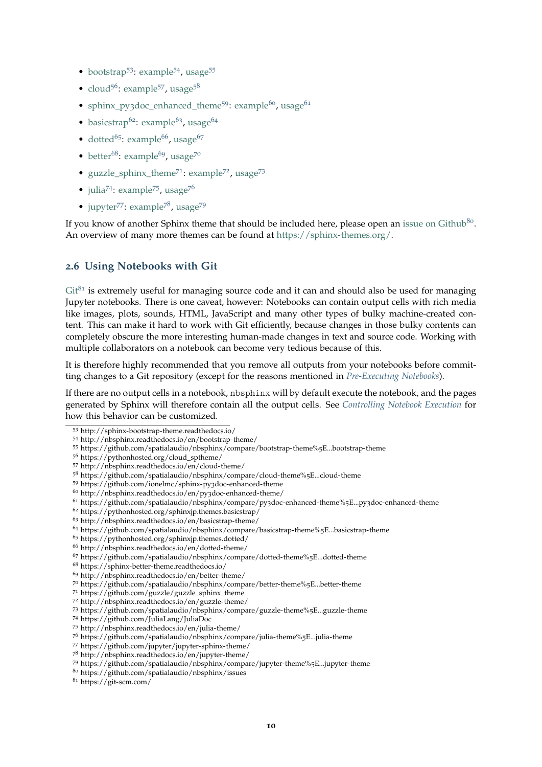- bootstrap[53]: example[54], usage[55]
- cloud[56]: example[57], usage[58]
- sphinx_py3doc_enhanced_theme[59]: example[60], usage[61]
- basicstrap[62]: example[63], usage[64]
- dotted[65]: example[66], usage[67]
- better[68]: example[69], usage[70]
- guzzle_sphinx_theme[71]: example[72], usage[73]
- julia[74]: example[75], usage[76]
- jupyter[77]: example[78], usage[79]

If you know of another Sphinx theme that should be included here, please open an issue on Github[80]. An overview of many more themes can be found at https://sphinx-themes.org/.

## 2.6 Using Notebooks with Git

Git[81] is extremely useful for managing source code and it can and should also be used for managing Jupyter notebooks. There is one caveat, however: Notebooks can contain output cells with rich media like images, plots, sounds, HTML, JavaScript and many other types of bulky machine-created content. This can make it hard to work with Git efficiently, because changes in those bulky contents can completely obscure the more interesting human-made changes in text and source code. Working with multiple collaborators on a notebook can become very tedious because of this.

It is therefore highly recommended that you remove all outputs from your notebooks before committing changes to a Git repository (except for the reasons mentioned in *Pre-Executing Notebooks*).

If there are no output cells in a notebook, `nbsphinx` will by default execute the notebook, and the pages generated by Sphinx will therefore contain all the output cells. See *Controlling Notebook Execution* for how this behavior can be customized.

---

[53] http://sphinx-bootstrap-theme.readthedocs.io/
[54] http://nbsphinx.readthedocs.io/en/bootstrap-theme/
[55] https://github.com/spatialaudio/nbsphinx/compare/bootstrap-theme%5E...bootstrap-theme
[56] https://pythonhosted.org/cloud_sptheme/
[57] http://nbsphinx.readthedocs.io/en/cloud-theme/
[58] https://github.com/spatialaudio/nbsphinx/compare/cloud-theme%5E...cloud-theme
[59] https://github.com/ionelmc/sphinx-py3doc-enhanced-theme
[60] http://nbsphinx.readthedocs.io/en/py3doc-enhanced-theme/
[61] https://github.com/spatialaudio/nbsphinx/compare/py3doc-enhanced-theme%5E...py3doc-enhanced-theme
[62] https://pythonhosted.org/sphinxjp.themes.basicstrap/
[63] http://nbsphinx.readthedocs.io/en/basicstrap-theme/
[64] https://github.com/spatialaudio/nbsphinx/compare/basicstrap-theme%5E...basicstrap-theme
[65] https://pythonhosted.org/sphinxjp.themes.dotted/
[66] http://nbsphinx.readthedocs.io/en/dotted-theme/
[67] https://github.com/spatialaudio/nbsphinx/compare/dotted-theme%5E...dotted-theme
[68] https://sphinx-better-theme.readthedocs.io/
[69] http://nbsphinx.readthedocs.io/en/better-theme/
[70] https://github.com/spatialaudio/nbsphinx/compare/better-theme%5E...better-theme
[71] https://github.com/guzzle/guzzle_sphinx_theme
[72] http://nbsphinx.readthedocs.io/en/guzzle-theme/
[73] https://github.com/spatialaudio/nbsphinx/compare/guzzle-theme%5E...guzzle-theme
[74] https://github.com/JuliaLang/JuliaDoc
[75] http://nbsphinx.readthedocs.io/en/julia-theme/
[76] https://github.com/spatialaudio/nbsphinx/compare/julia-theme%5E...julia-theme
[77] https://github.com/jupyter/jupyter-sphinx-theme/
[78] http://nbsphinx.readthedocs.io/en/jupyter-theme/
[79] https://github.com/spatialaudio/nbsphinx/compare/jupyter-theme%5E...jupyter-theme
[80] https://github.com/spatialaudio/nbsphinx/issues
[81] https://git-scm.com/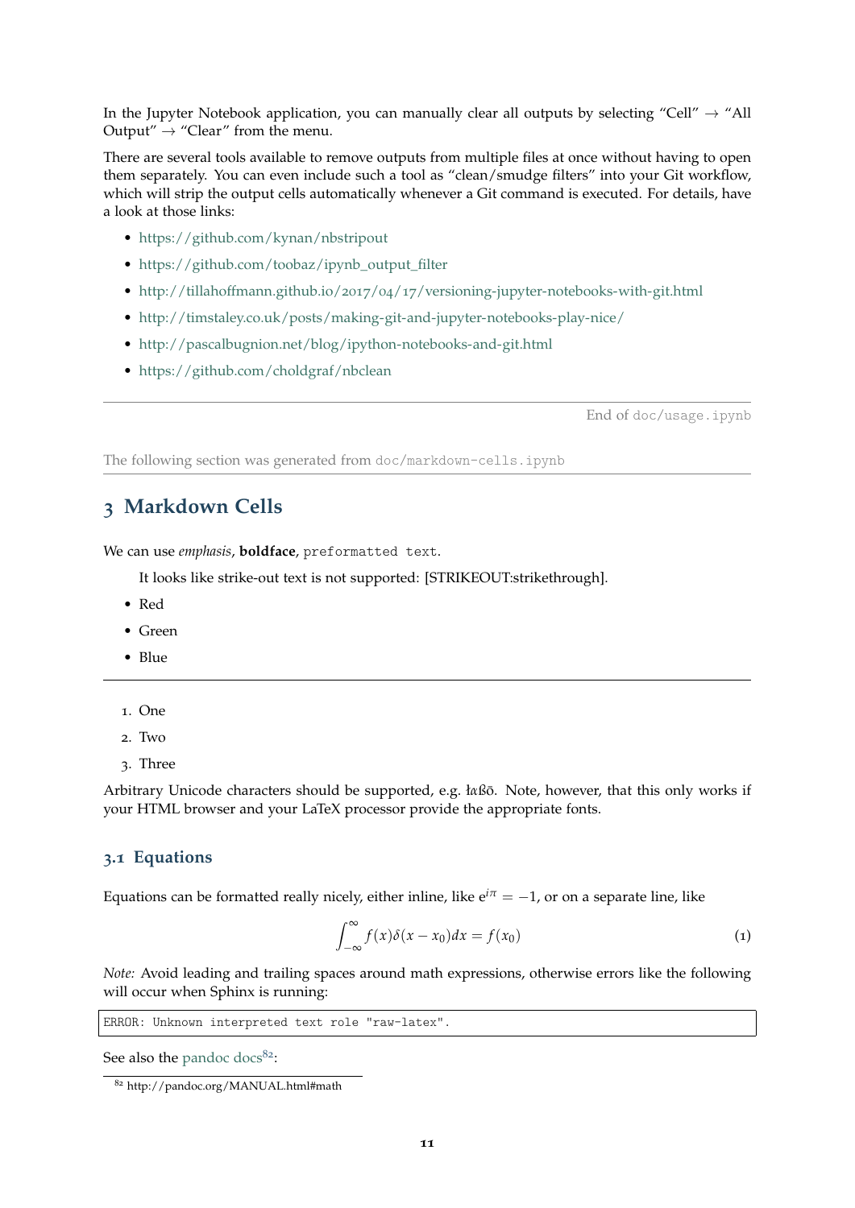In the Jupyter Notebook application, you can manually clear all outputs by selecting "Cell" → "All Output" → "Clear" from the menu.

There are several tools available to remove outputs from multiple files at once without having to open them separately. You can even include such a tool as "clean/smudge filters" into your Git workflow, which will strip the output cells automatically whenever a Git command is executed. For details, have a look at those links:

- https://github.com/kynan/nbstripout
- https://github.com/toobaz/ipynb_output_filter
- http://tillahoffmann.github.io/2017/04/17/versioning-jupyter-notebooks-with-git.html
- http://timstaley.co.uk/posts/making-git-and-jupyter-notebooks-play-nice/
- http://pascalbugnion.net/blog/ipython-notebooks-and-git.html
- https://github.com/choldgraf/nbclean

---

End of `doc/usage.ipynb`

The following section was generated from `doc/markdown-cells.ipynb`

---

# 3 Markdown Cells

We can use *emphasis*, **boldface**, `preformatted text`.

> It looks like strike-out text is not supported: [STRIKEOUT:strikethrough].

- Red
- Green
- Blue

---

1. One
2. Two
3. Three

Arbitrary Unicode characters should be supported, e.g. łαßō. Note, however, that this only works if your HTML browser and your LaTeX processor provide the appropriate fonts.

## 3.1 Equations

Equations can be formatted really nicely, either inline, like $e^{i\pi} = -1$, or on a separate line, like

$$\int_{-\infty}^{\infty} f(x)\delta(x - x_0)dx = f(x_0) \tag{1}$$

*Note:* Avoid leading and trailing spaces around math expressions, otherwise errors like the following will occur when Sphinx is running:

```
ERROR: Unknown interpreted text role "raw-latex".
```

See also the pandoc docs[82]:

[82] http://pandoc.org/MANUAL.html#math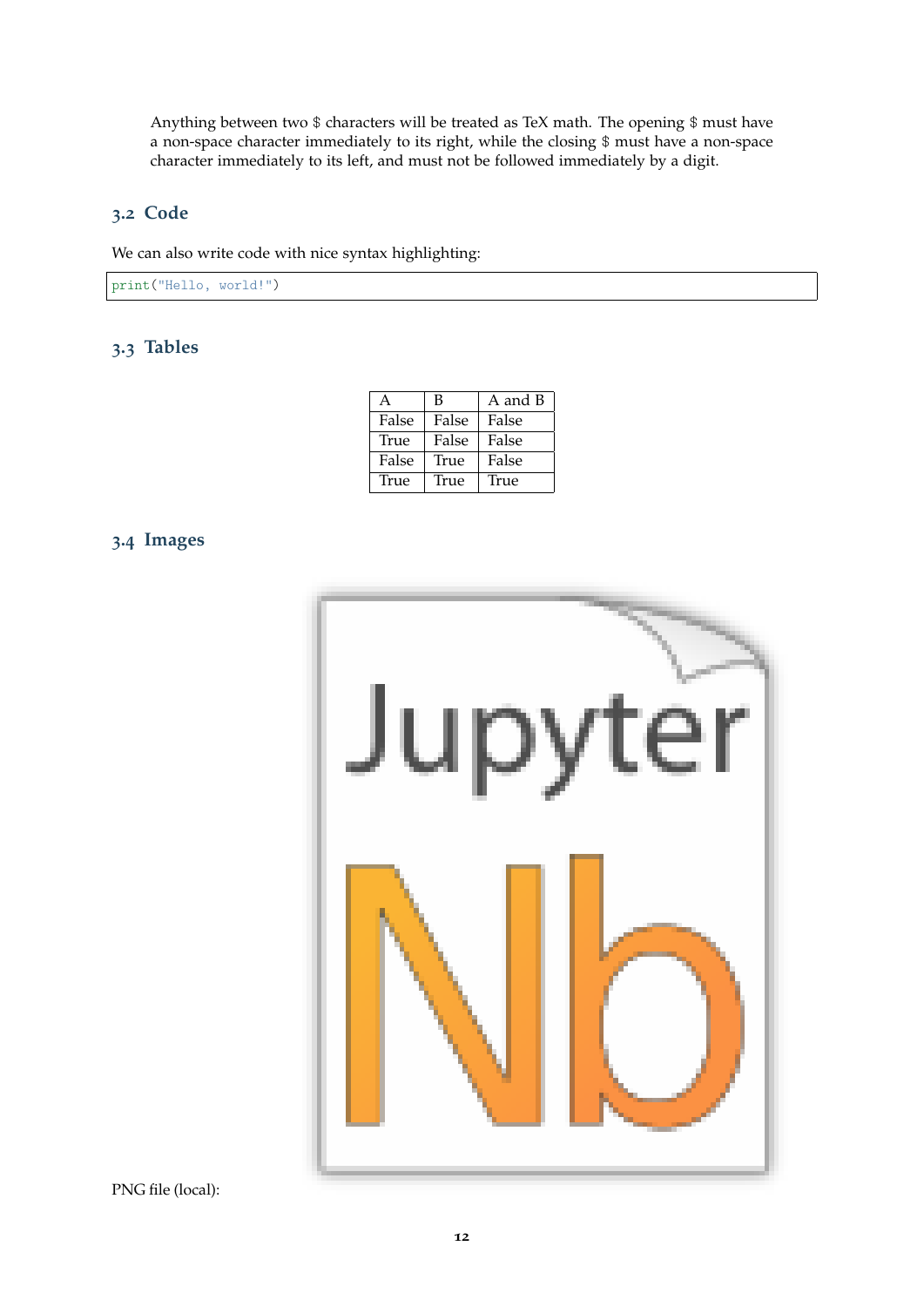Anything between two $ characters will be treated as TeX math. The opening $ must have a non-space character immediately to its right, while the closing $ must have a non-space character immediately to its left, and must not be followed immediately by a digit.

## 3.2 Code

We can also write code with nice syntax highlighting:

```
print("Hello, world!")
```

## 3.3 Tables

| A | B | A and B |
|---|---|---|
| False | False | False |
| True | False | False |
| False | True | False |
| True | True | True |

## 3.4 Images

PNG file (local):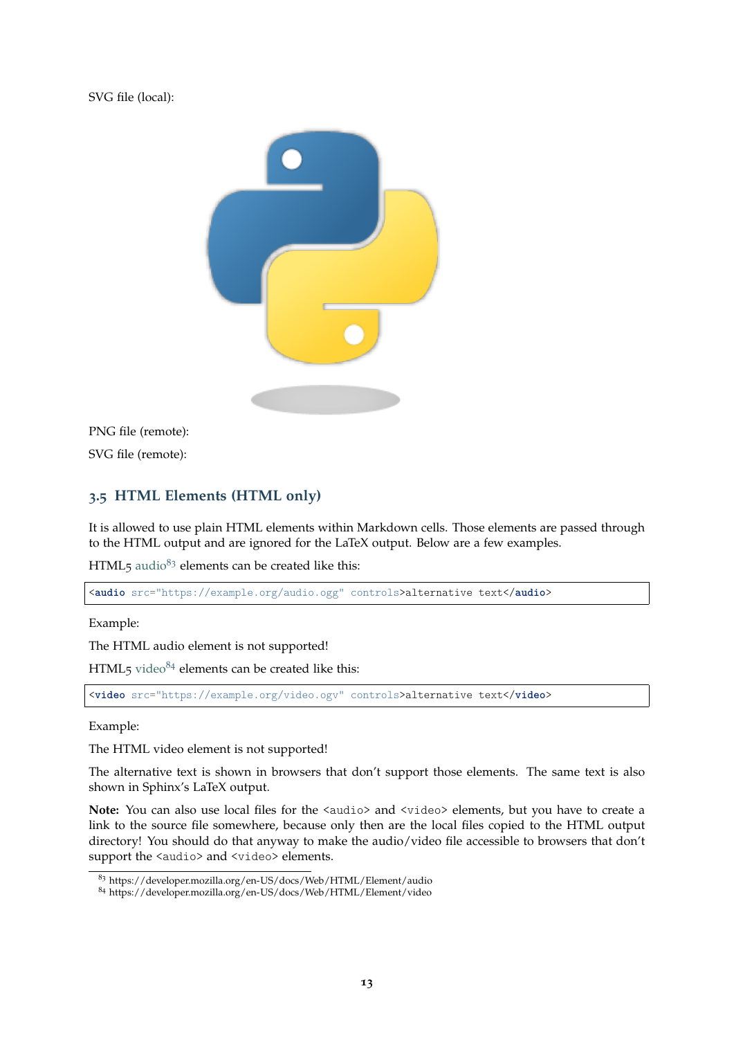SVG file (local):

PNG file (remote):

SVG file (remote):

## 3.5 HTML Elements (HTML only)

It is allowed to use plain HTML elements within Markdown cells. Those elements are passed through to the HTML output and are ignored for the LaTeX output. Below are a few examples.

HTML5 audio[83] elements can be created like this:

```
<audio src="https://example.org/audio.ogg" controls>alternative text</audio>
```

Example:

The HTML audio element is not supported!

HTML5 video[84] elements can be created like this:

```
<video src="https://example.org/video.ogv" controls>alternative text</video>
```

Example:

The HTML video element is not supported!

The alternative text is shown in browsers that don't support those elements. The same text is also shown in Sphinx's LaTeX output.

**Note:** You can also use local files for the `<audio>` and `<video>` elements, but you have to create a link to the source file somewhere, because only then are the local files copied to the HTML output directory! You should do that anyway to make the audio/video file accessible to browsers that don't support the `<audio>` and `<video>` elements.

[83] https://developer.mozilla.org/en-US/docs/Web/HTML/Element/audio
[84] https://developer.mozilla.org/en-US/docs/Web/HTML/Element/video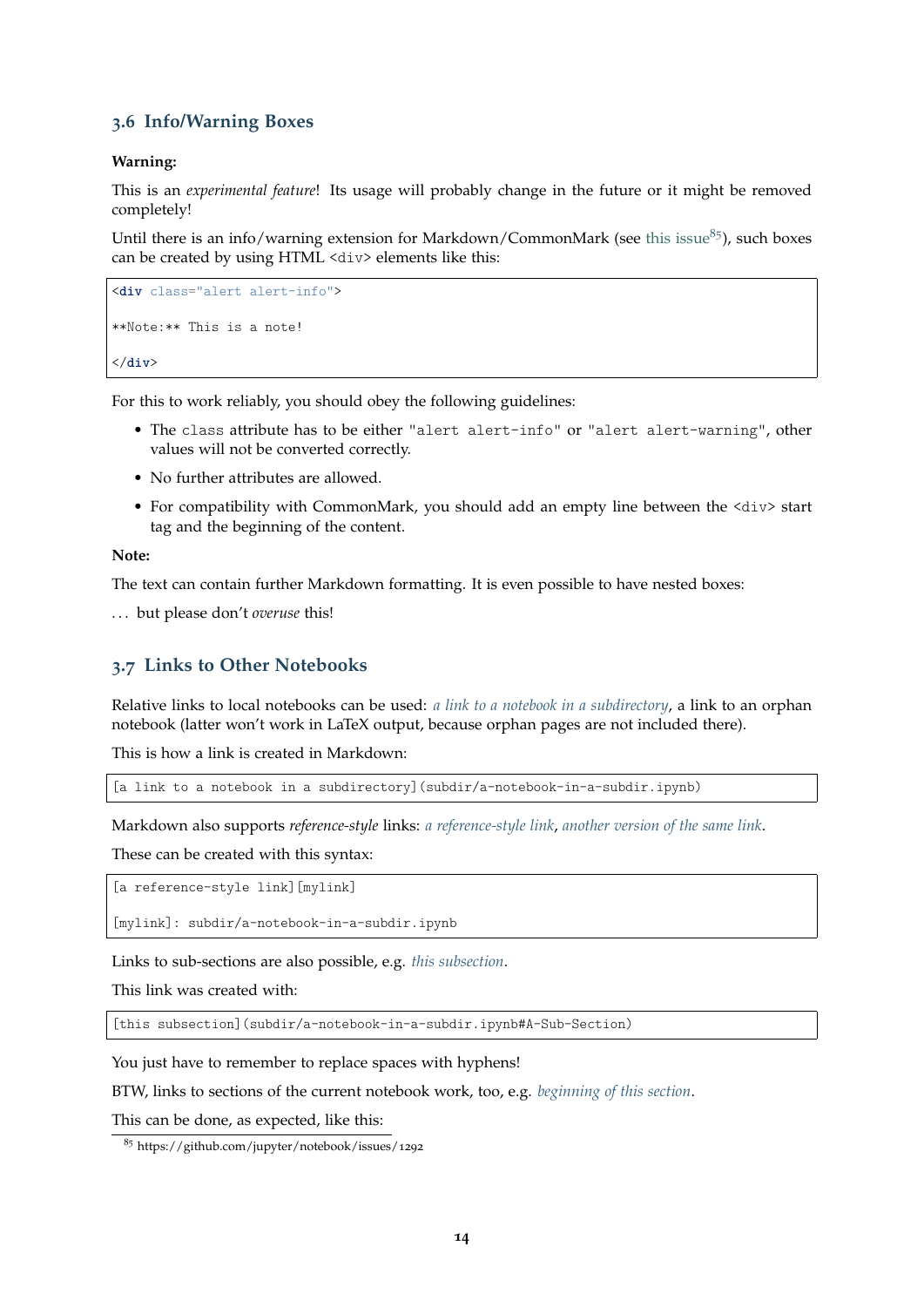### 3.6 Info/Warning Boxes

**Warning:**

This is an *experimental feature*! Its usage will probably change in the future or it might be removed completely!

Until there is an info/warning extension for Markdown/CommonMark (see this issue[85]), such boxes can be created by using HTML `<div>` elements like this:

```
<div class="alert alert-info">

**Note:** This is a note!

</div>
```

For this to work reliably, you should obey the following guidelines:

- The `class` attribute has to be either `"alert alert-info"` or `"alert alert-warning"`, other values will not be converted correctly.
- No further attributes are allowed.
- For compatibility with CommonMark, you should add an empty line between the `<div>` start tag and the beginning of the content.

**Note:**

The text can contain further Markdown formatting. It is even possible to have nested boxes:

... but please don't *overuse* this!

### 3.7 Links to Other Notebooks

Relative links to local notebooks can be used: *a link to a notebook in a subdirectory*, a link to an orphan notebook (latter won't work in LaTeX output, because orphan pages are not included there).

This is how a link is created in Markdown:

```
[a link to a notebook in a subdirectory](subdir/a-notebook-in-a-subdir.ipynb)
```

Markdown also supports *reference-style* links: *a reference-style link*, *another version of the same link*.

These can be created with this syntax:

```
[a reference-style link][mylink]

[mylink]: subdir/a-notebook-in-a-subdir.ipynb
```

Links to sub-sections are also possible, e.g. *this subsection*.

This link was created with:

```
[this subsection](subdir/a-notebook-in-a-subdir.ipynb#A-Sub-Section)
```

You just have to remember to replace spaces with hyphens!

BTW, links to sections of the current notebook work, too, e.g. *beginning of this section*.

This can be done, as expected, like this:

[85] https://github.com/jupyter/notebook/issues/1292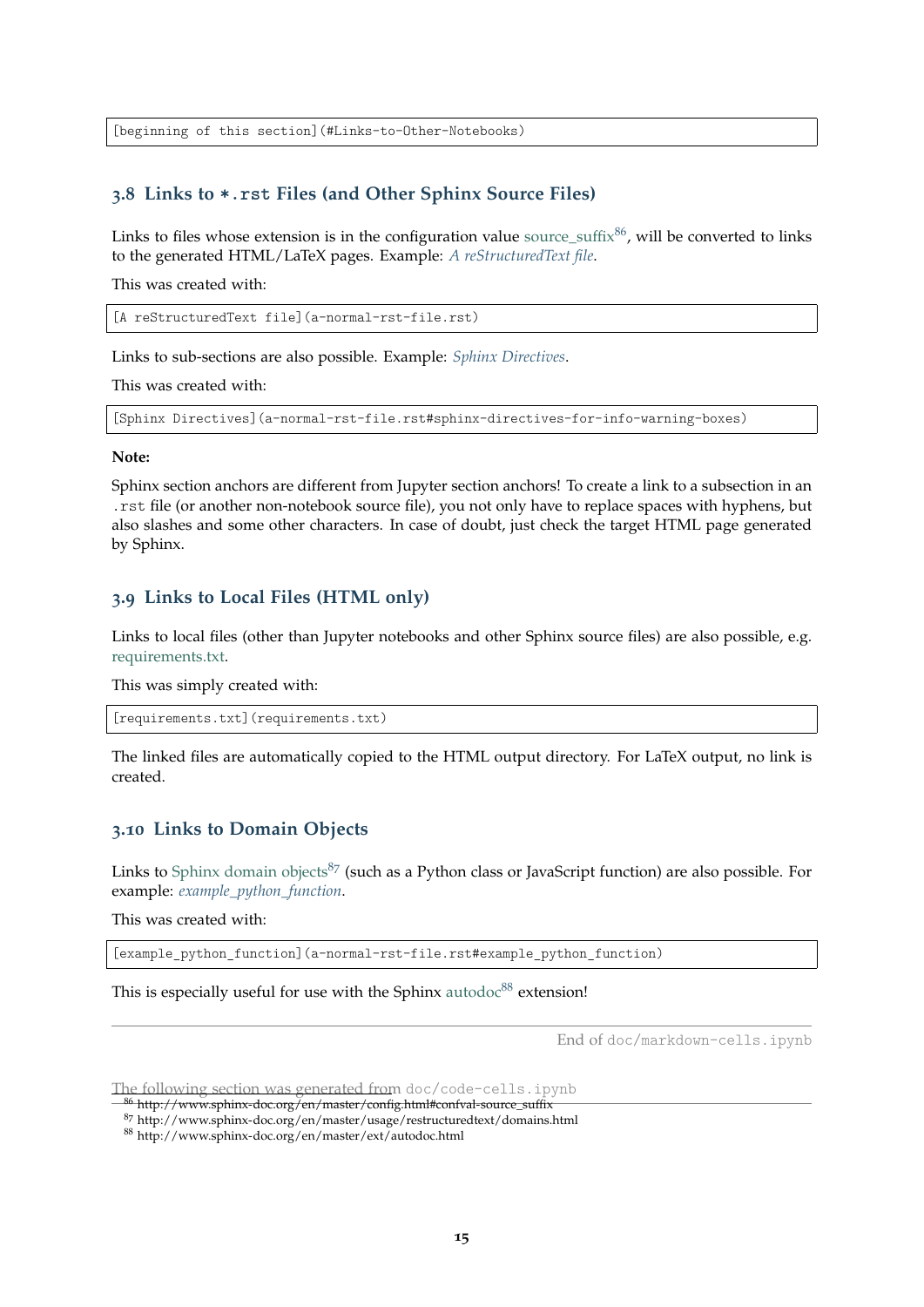```
[beginning of this section](#Links-to-Other-Notebooks)
```

### 3.8 Links to *.rst Files (and Other Sphinx Source Files)

Links to files whose extension is in the configuration value source_suffix[86], will be converted to links to the generated HTML/LaTeX pages. Example: *A reStructuredText file*.

This was created with:

```
[A reStructuredText file](a-normal-rst-file.rst)
```

Links to sub-sections are also possible. Example: *Sphinx Directives*.

This was created with:

```
[Sphinx Directives](a-normal-rst-file.rst#sphinx-directives-for-info-warning-boxes)
```

**Note:**

Sphinx section anchors are different from Jupyter section anchors! To create a link to a subsection in an `.rst` file (or another non-notebook source file), you not only have to replace spaces with hyphens, but also slashes and some other characters. In case of doubt, just check the target HTML page generated by Sphinx.

### 3.9 Links to Local Files (HTML only)

Links to local files (other than Jupyter notebooks and other Sphinx source files) are also possible, e.g. requirements.txt.

This was simply created with:

```
[requirements.txt](requirements.txt)
```

The linked files are automatically copied to the HTML output directory. For LaTeX output, no link is created.

### 3.10 Links to Domain Objects

Links to Sphinx domain objects[87] (such as a Python class or JavaScript function) are also possible. For example: *example_python_function*.

This was created with:

```
[example_python_function](a-normal-rst-file.rst#example_python_function)
```

This is especially useful for use with the Sphinx autodoc[88] extension!

---

End of `doc/markdown-cells.ipynb`

The following section was generated from `doc/code-cells.ipynb`

---

[86] http://www.sphinx-doc.org/en/master/config.html#confval-source_suffix

[87] http://www.sphinx-doc.org/en/master/usage/restructuredtext/domains.html

[88] http://www.sphinx-doc.org/en/master/ext/autodoc.html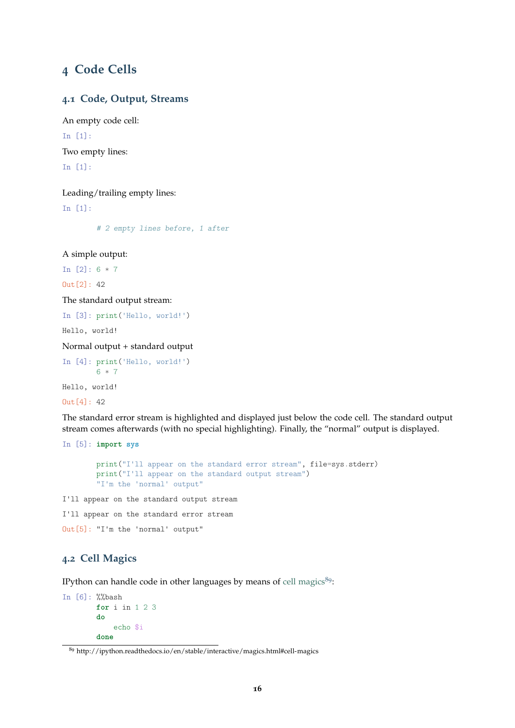# 4 Code Cells

## 4.1 Code, Output, Streams

An empty code cell:

```
In [1]:
```

Two empty lines:

```
In [1]:
```

Leading/trailing empty lines:

```
In [1]:

        # 2 empty lines before, 1 after
```

A simple output:

```
In [2]: 6 * 7
```

```
Out[2]: 42
```

The standard output stream:

```
In [3]: print('Hello, world!')
```

```
Hello, world!
```

Normal output + standard output

```
In [4]: print('Hello, world!')
        6 * 7
```

```
Hello, world!
```

```
Out[4]: 42
```

The standard error stream is highlighted and displayed just below the code cell. The standard output stream comes afterwards (with no special highlighting). Finally, the "normal" output is displayed.

```
In [5]: import sys

        print("I'll appear on the standard error stream", file=sys.stderr)
        print("I'll appear on the standard output stream")
        "I'm the 'normal' output"
```

```
I'll appear on the standard output stream
```

```
I'll appear on the standard error stream
```

```
Out[5]: "I'm the 'normal' output"
```

## 4.2 Cell Magics

IPython can handle code in other languages by means of cell magics[89]:

```
In [6]: %%bash
        for i in 1 2 3
        do
            echo $i
        done
```

[89] http://ipython.readthedocs.io/en/stable/interactive/magics.html#cell-magics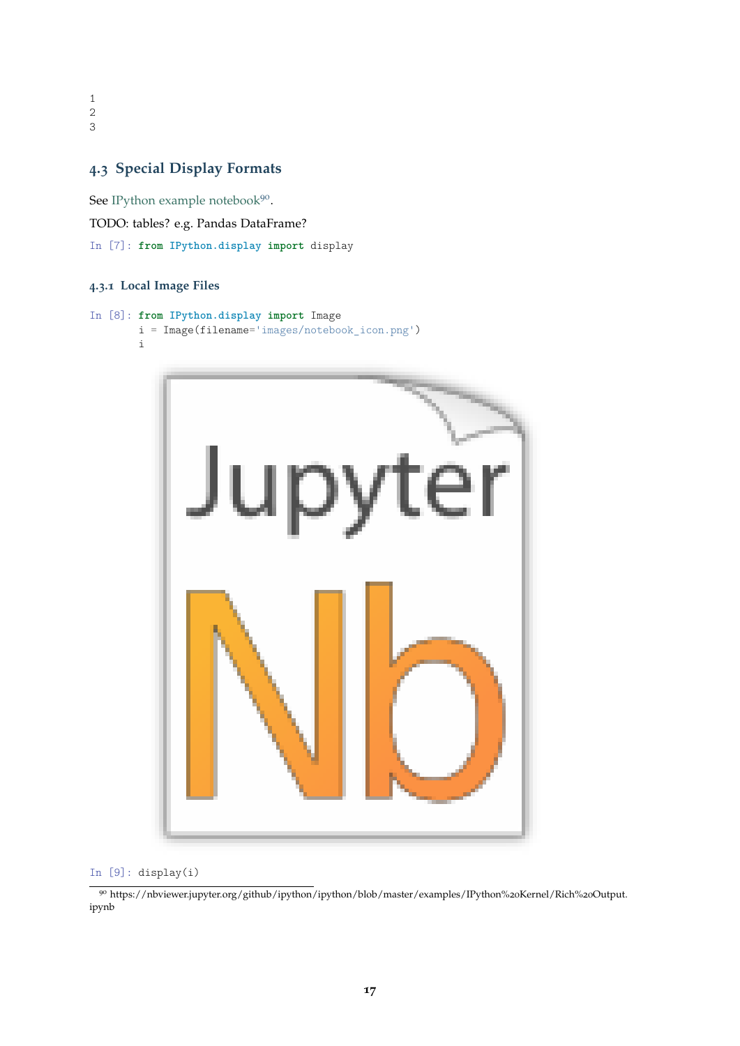```
1
2
3
```

## 4.3 Special Display Formats

See IPython example notebook[90].

TODO: tables? e.g. Pandas DataFrame?

```
In [7]: from IPython.display import display
```

### 4.3.1 Local Image Files

```
In [8]: from IPython.display import Image
        i = Image(filename='images/notebook_icon.png')
        i
```

```
In [9]: display(i)
```

[90] https://nbviewer.jupyter.org/github/ipython/ipython/blob/master/examples/IPython%20Kernel/Rich%20Output.ipynb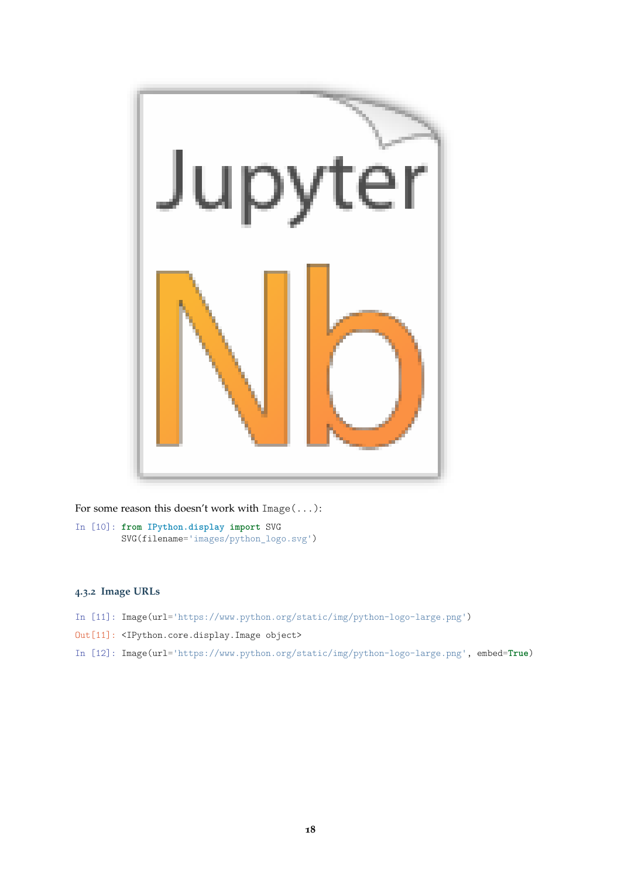For some reason this doesn't work with `Image(...)`:

```
In [10]: from IPython.display import SVG
         SVG(filename='images/python_logo.svg')
```

### 4.3.2 Image URLs

```
In [11]: Image(url='https://www.python.org/static/img/python-logo-large.png')
```

```
Out[11]: <IPython.core.display.Image object>
```

```
In [12]: Image(url='https://www.python.org/static/img/python-logo-large.png', embed=True)
```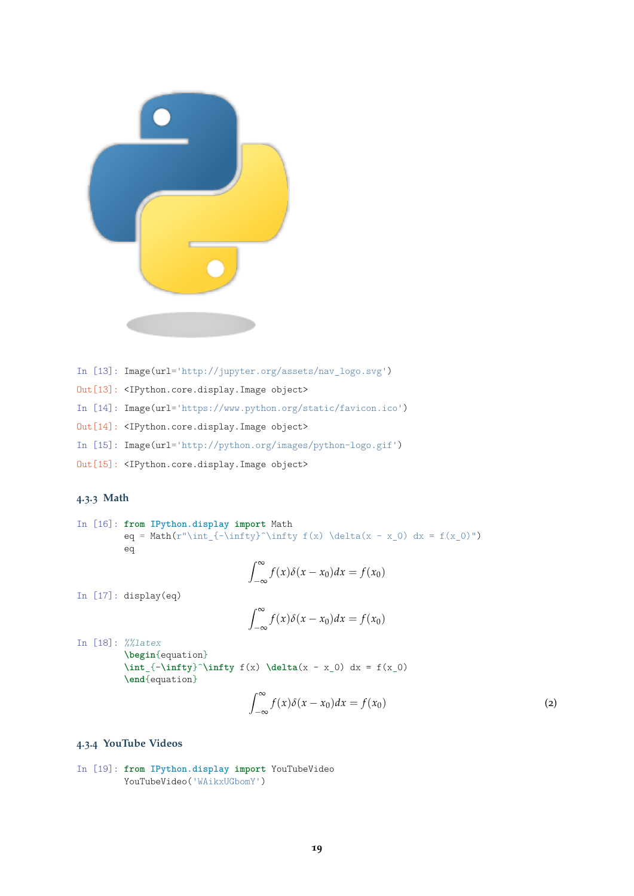In [13]:
```
Image(url='http://jupyter.org/assets/nav_logo.svg')
```

Out[13]:
```
<IPython.core.display.Image object>
```

In [14]:
```
Image(url='https://www.python.org/static/favicon.ico')
```

Out[14]:
```
<IPython.core.display.Image object>
```

In [15]:
```
Image(url='http://python.org/images/python-logo.gif')
```

Out[15]:
```
<IPython.core.display.Image object>
```

### 4.3.3 Math

In [16]:
```
from IPython.display import Math
eq = Math(r"\int_{-\infty}^\infty f(x) \delta(x - x_0) dx = f(x_0)")
eq
```

$$\int_{-\infty}^{\infty} f(x)\delta(x-x_0)dx = f(x_0)$$

In [17]:
```
display(eq)
```

$$\int_{-\infty}^{\infty} f(x)\delta(x-x_0)dx = f(x_0)$$

In [18]:
```
%%latex
\begin{equation}
\int_{-\infty}^\infty f(x) \delta(x - x_0) dx = f(x_0)
\end{equation}
```

$$\int_{-\infty}^{\infty} f(x)\delta(x-x_0)dx = f(x_0) \tag{2}$$

### 4.3.4 YouTube Videos

In [19]:
```
from IPython.display import YouTubeVideo
YouTubeVideo('WAikxUGbomY')
```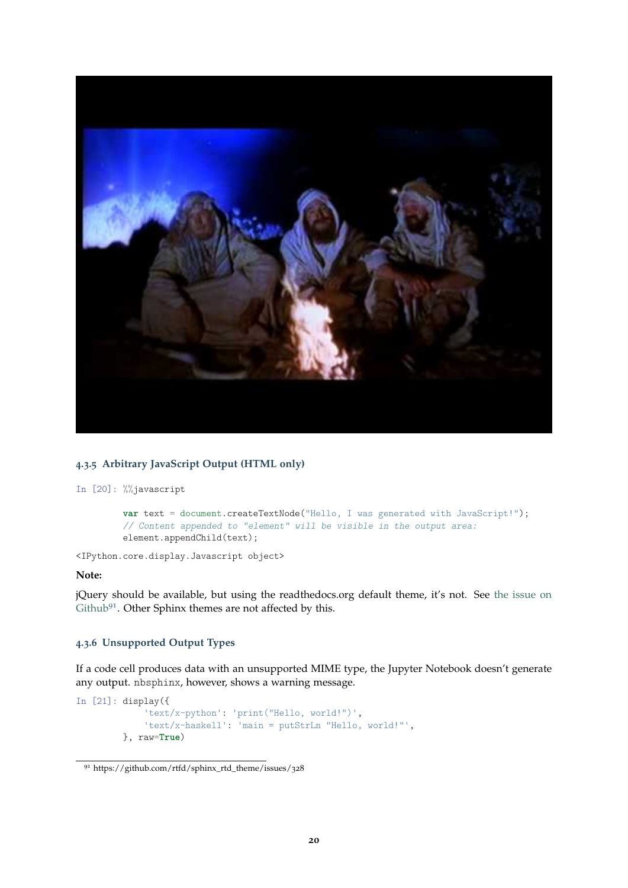### 4.3.5 Arbitrary JavaScript Output (HTML only)

```
In [20]: %%javascript

         var text = document.createTextNode("Hello, I was generated with JavaScript!");
         // Content appended to "element" will be visible in the output area:
         element.appendChild(text);
```

```
<IPython.core.display.Javascript object>
```

**Note:**

jQuery should be available, but using the readthedocs.org default theme, it's not. See the issue on Github[91]. Other Sphinx themes are not affected by this.

### 4.3.6 Unsupported Output Types

If a code cell produces data with an unsupported MIME type, the Jupyter Notebook doesn't generate any output. nbsphinx, however, shows a warning message.

```
In [21]: display({
             'text/x-python': 'print("Hello, world!")',
             'text/x-haskell': 'main = putStrLn "Hello, world!"',
         }, raw=True)
```

[91] https://github.com/rtfd/sphinx_rtd_theme/issues/328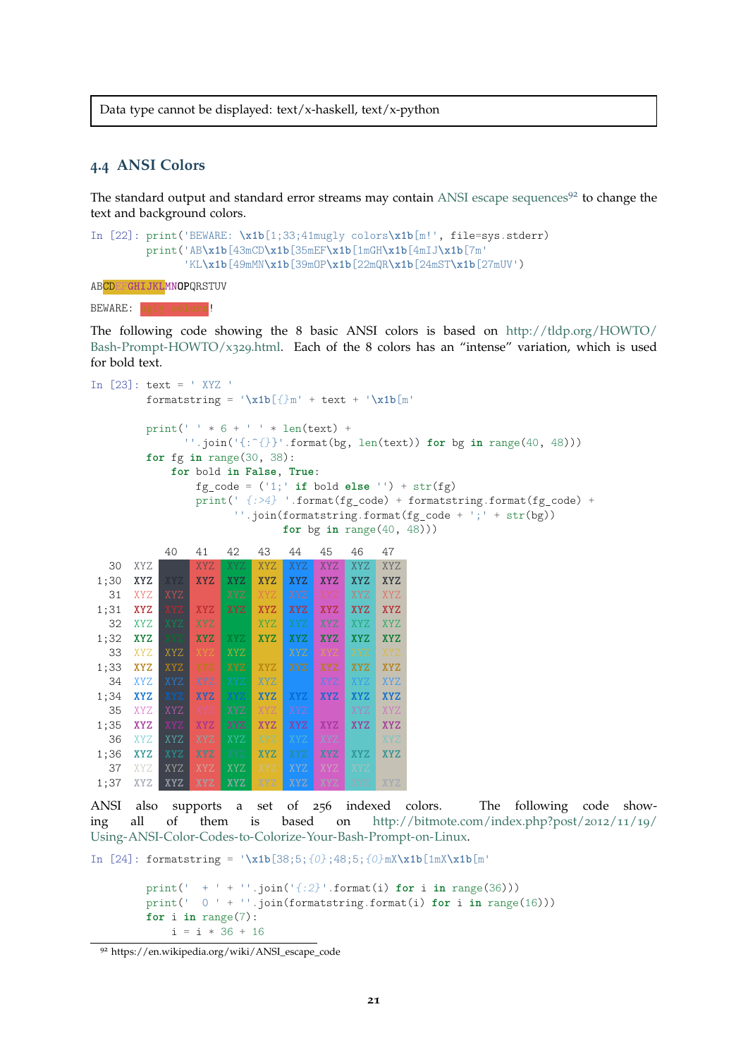Data type cannot be displayed: text/x-haskell, text/x-python

## 4.4 ANSI Colors

The standard output and standard error streams may contain ANSI escape sequences[92] to change the text and background colors.

```
In [22]: print('BEWARE: \x1b[1;33;41mugly colors\x1b[m!', file=sys.stderr)
         print('AB\x1b[43mCD\x1b[35mEF\x1b[1mGH\x1b[4mIJ\x1b[7m'
               'KL\x1b[49mMN\x1b[39mOP\x1b[22mQR\x1b[24mST\x1b[27mUV')
```

```
ABCDEFGHIJKLMNOPQRSTUV
```

```
BEWARE: ugly colors!
```

The following code showing the 8 basic ANSI colors is based on http://tldp.org/HOWTO/Bash-Prompt-HOWTO/x329.html. Each of the 8 colors has an "intense" variation, which is used for bold text.

```
In [23]: text = ' XYZ '
         formatstring = '\x1b[{}m' + text + '\x1b[m'

         print(' ' * 6 + ' ' * len(text) +
               ''.join('{:^{}}'.format(bg, len(text)) for bg in range(40, 48)))
         for fg in range(30, 38):
             for bold in False, True:
                 fg_code = ('1;' if bold else '') + str(fg)
                 print(' {:>4} '.format(fg_code) + formatstring.format(fg_code) +
                       ''.join(formatstring.format(fg_code + ';' + str(bg))
                               for bg in range(40, 48)))
```

```
            40   41   42   43   44   45   46   47
  30  XYZ  XYZ  XYZ  XYZ  XYZ  XYZ  XYZ  XYZ  XYZ
1;30  XYZ  XYZ  XYZ  XYZ  XYZ  XYZ  XYZ  XYZ  XYZ
  31  XYZ  XYZ  XYZ  XYZ  XYZ  XYZ  XYZ  XYZ  XYZ
1;31  XYZ  XYZ  XYZ  XYZ  XYZ  XYZ  XYZ  XYZ  XYZ
  32  XYZ  XYZ  XYZ  XYZ  XYZ  XYZ  XYZ  XYZ  XYZ
1;32  XYZ  XYZ  XYZ  XYZ  XYZ  XYZ  XYZ  XYZ  XYZ
  33  XYZ  XYZ  XYZ  XYZ  XYZ  XYZ  XYZ  XYZ  XYZ
1;33  XYZ  XYZ  XYZ  XYZ  XYZ  XYZ  XYZ  XYZ  XYZ
  34  XYZ  XYZ  XYZ  XYZ  XYZ  XYZ  XYZ  XYZ  XYZ
1;34  XYZ  XYZ  XYZ  XYZ  XYZ  XYZ  XYZ  XYZ  XYZ
  35  XYZ  XYZ  XYZ  XYZ  XYZ  XYZ  XYZ  XYZ  XYZ
1;35  XYZ  XYZ  XYZ  XYZ  XYZ  XYZ  XYZ  XYZ  XYZ
  36  XYZ  XYZ  XYZ  XYZ  XYZ  XYZ  XYZ  XYZ  XYZ
1;36  XYZ  XYZ  XYZ  XYZ  XYZ  XYZ  XYZ  XYZ  XYZ
  37  XYZ  XYZ  XYZ  XYZ  XYZ  XYZ  XYZ  XYZ  XYZ
1;37  XYZ  XYZ  XYZ  XYZ  XYZ  XYZ  XYZ  XYZ  XYZ
```

ANSI also supports a set of 256 indexed colors. The following code showing all of them is based on http://bitmote.com/index.php?post/2012/11/19/Using-ANSI-Color-Codes-to-Colorize-Your-Bash-Prompt-on-Linux.

```
In [24]: formatstring = '\x1b[38;5;{0};48;5;{0}mX\x1b[1mX\x1b[m'

         print('  + ' + ''.join('{:2}'.format(i) for i in range(36)))
         print('  0 ' + ''.join(formatstring.format(i) for i in range(16)))
         for i in range(7):
             i = i * 36 + 16
```

[92] https://en.wikipedia.org/wiki/ANSI_escape_code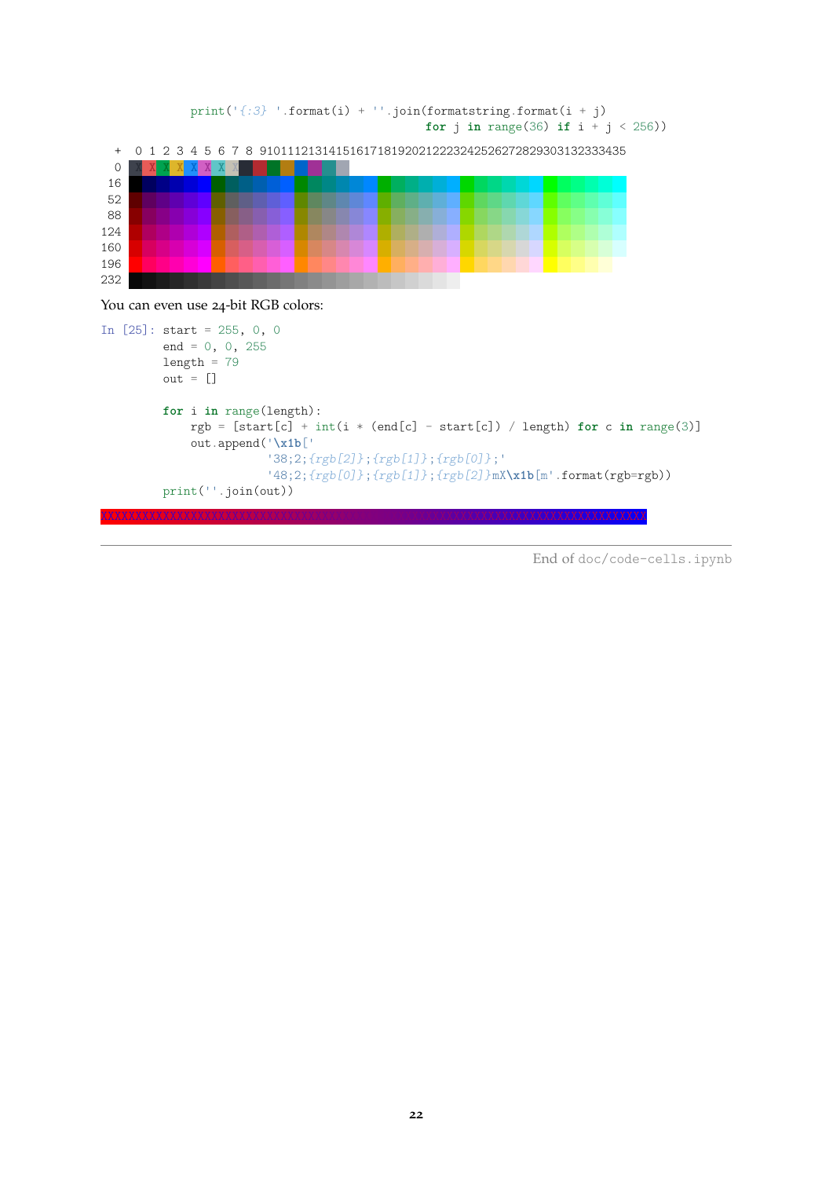```
    print('{:3} '.format(i) + ''.join(formatstring.format(i + j)
                                      for j in range(36) if i + j < 256))
```

```
  +  0 1 2 3 4 5 6 7 8 9101112131415161718192021222324252627282930313233343 5
  0  X X X X X X X X
 16
 52
 88
124
160
196
232
```

You can even use 24-bit RGB colors:

```
In [25]: start = 255, 0, 0
         end = 0, 0, 255
         length = 79
         out = []

         for i in range(length):
             rgb = [start[c] + int(i * (end[c] - start[c]) / length) for c in range(3)]
             out.append('\x1b['
                        '38;2;{rgb[2]};{rgb[1]};{rgb[0]};'
                        '48;2;{rgb[0]};{rgb[1]};{rgb[2]}mX\x1b[m'.format(rgb=rgb))
         print(''.join(out))
```

```
XXXXXXXXXXXXXXXXXXXXXXXXXXXXXXXXXXXXXXXXXXXXXXXXXXXXXXXXXXXXXXXXXXXXXXXXXXXXXXX
```

---

End of doc/code-cells.ipynb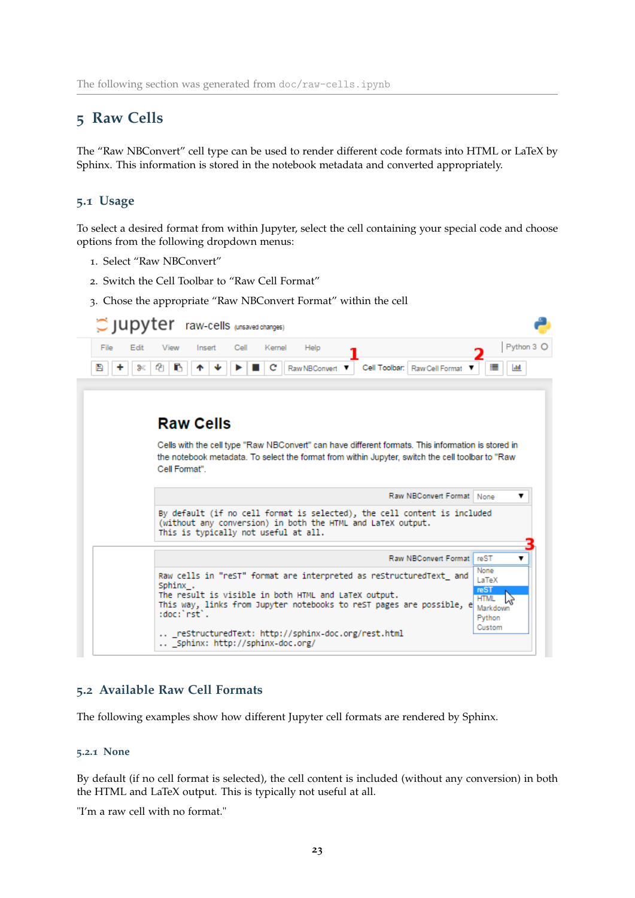The following section was generated from doc/raw-cells.ipynb

# 5 Raw Cells

The "Raw NBConvert" cell type can be used to render different code formats into HTML or LaTeX by Sphinx. This information is stored in the notebook metadata and converted appropriately.

## 5.1 Usage

To select a desired format from within Jupyter, select the cell containing your special code and choose options from the following dropdown menus:

1. Select "Raw NBConvert"
2. Switch the Cell Toolbar to "Raw Cell Format"
3. Chose the appropriate "Raw NBConvert Format" within the cell

## 5.2 Available Raw Cell Formats

The following examples show how different Jupyter cell formats are rendered by Sphinx.

### 5.2.1 None

By default (if no cell format is selected), the cell content is included (without any conversion) in both the HTML and LaTeX output. This is typically not useful at all.

"I'm a raw cell with no format."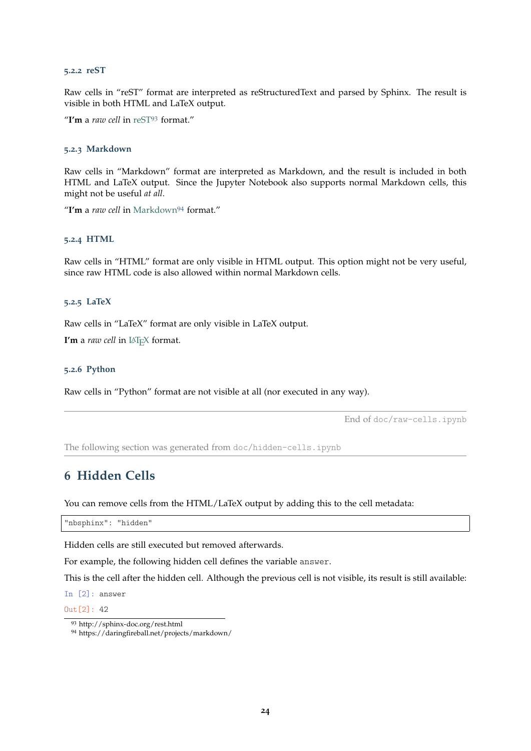#### 5.2.2 reST

Raw cells in "reST" format are interpreted as reStructuredText and parsed by Sphinx. The result is visible in both HTML and LaTeX output.

"**I'm** a *raw cell* in reST[93] format."

#### 5.2.3 Markdown

Raw cells in "Markdown" format are interpreted as Markdown, and the result is included in both HTML and LaTeX output. Since the Jupyter Notebook also supports normal Markdown cells, this might not be useful *at all*.

"**I'm** a *raw cell* in Markdown[94] format."

#### 5.2.4 HTML

Raw cells in "HTML" format are only visible in HTML output. This option might not be very useful, since raw HTML code is also allowed within normal Markdown cells.

#### 5.2.5 LaTeX

Raw cells in "LaTeX" format are only visible in LaTeX output.

**I'm** a *raw cell* in LaTeX format.

#### 5.2.6 Python

Raw cells in "Python" format are not visible at all (nor executed in any way).

---

End of `doc/raw-cells.ipynb`

The following section was generated from `doc/hidden-cells.ipynb`

---

## 6 Hidden Cells

You can remove cells from the HTML/LaTeX output by adding this to the cell metadata:

```
"nbsphinx": "hidden"
```

Hidden cells are still executed but removed afterwards.

For example, the following hidden cell defines the variable `answer`.

This is the cell after the hidden cell. Although the previous cell is not visible, its result is still available:

```
In [2]: answer
```

```
Out[2]: 42
```

[93] http://sphinx-doc.org/rest.html

[94] https://daringfireball.net/projects/markdown/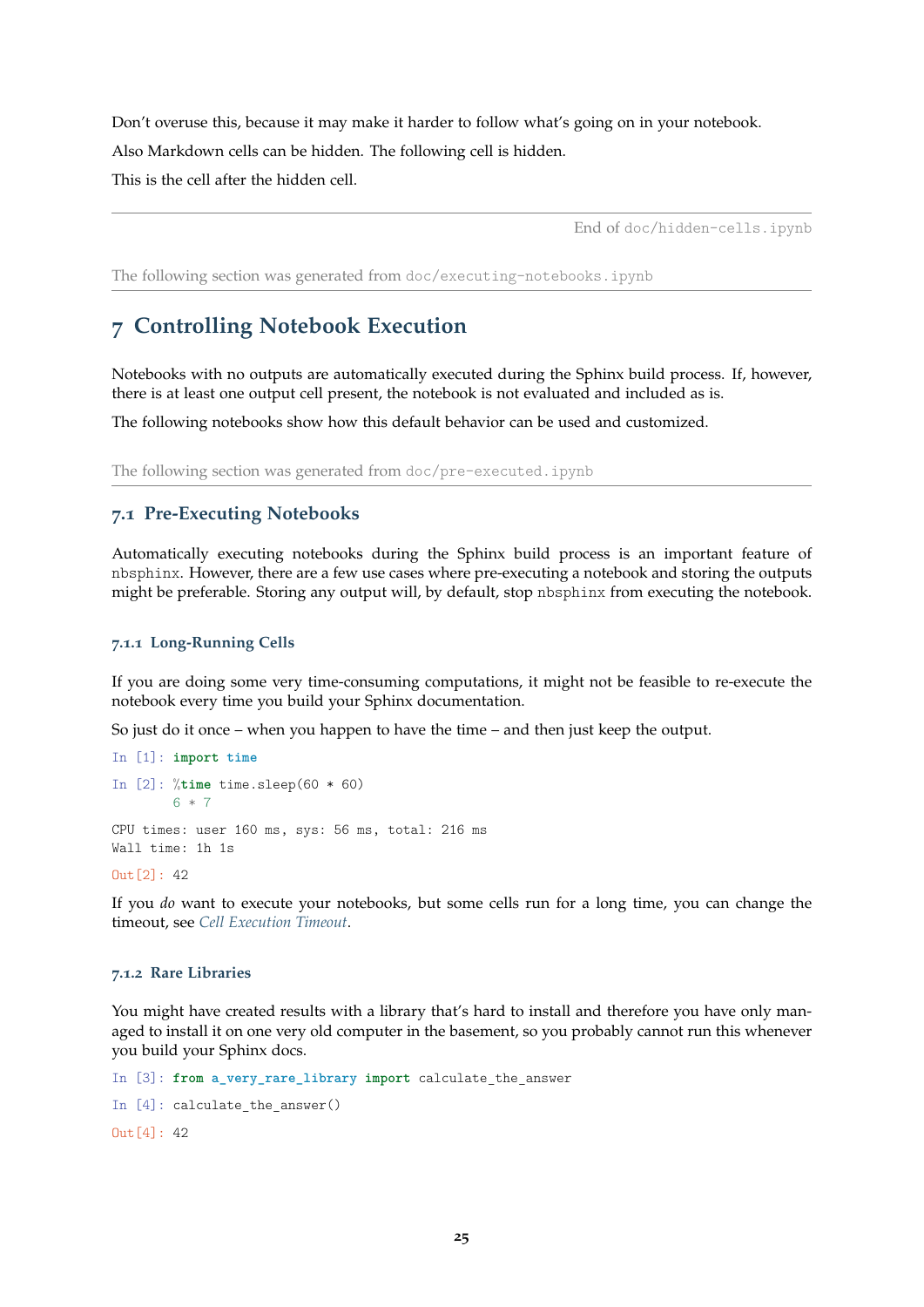Don't overuse this, because it may make it harder to follow what's going on in your notebook.

Also Markdown cells can be hidden. The following cell is hidden.

This is the cell after the hidden cell.

---

End of doc/hidden-cells.ipynb

The following section was generated from doc/executing-notebooks.ipynb

---

# 7 Controlling Notebook Execution

Notebooks with no outputs are automatically executed during the Sphinx build process. If, however, there is at least one output cell present, the notebook is not evaluated and included as is.

The following notebooks show how this default behavior can be used and customized.

The following section was generated from doc/pre-executed.ipynb

---

## 7.1 Pre-Executing Notebooks

Automatically executing notebooks during the Sphinx build process is an important feature of nbsphinx. However, there are a few use cases where pre-executing a notebook and storing the outputs might be preferable. Storing any output will, by default, stop nbsphinx from executing the notebook.

### 7.1.1 Long-Running Cells

If you are doing some very time-consuming computations, it might not be feasible to re-execute the notebook every time you build your Sphinx documentation.

So just do it once – when you happen to have the time – and then just keep the output.

```
In [1]: import time
```

```
In [2]: %time time.sleep(60 * 60)
        6 * 7
```

```
CPU times: user 160 ms, sys: 56 ms, total: 216 ms
Wall time: 1h 1s
```

```
Out[2]: 42
```

If you *do* want to execute your notebooks, but some cells run for a long time, you can change the timeout, see *Cell Execution Timeout*.

### 7.1.2 Rare Libraries

You might have created results with a library that's hard to install and therefore you have only managed to install it on one very old computer in the basement, so you probably cannot run this whenever you build your Sphinx docs.

```
In [3]: from a_very_rare_library import calculate_the_answer
```

```
In [4]: calculate_the_answer()
```

```
Out[4]: 42
```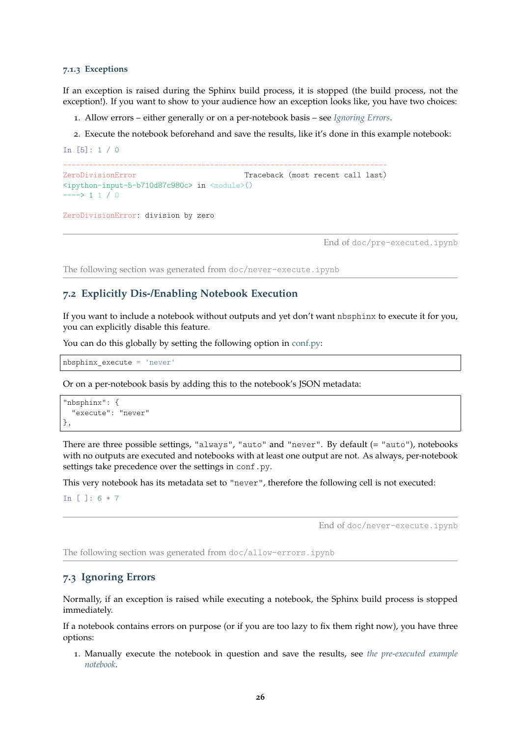### 7.1.3 Exceptions

If an exception is raised during the Sphinx build process, it is stopped (the build process, not the exception!). If you want to show to your audience how an exception looks like, you have two choices:

1. Allow errors – either generally or on a per-notebook basis – see *Ignoring Errors*.
2. Execute the notebook beforehand and save the results, like it's done in this example notebook:

```
In [5]: 1 / 0
```

```
---------------------------------------------------------------------------
ZeroDivisionError                         Traceback (most recent call last)
<ipython-input-5-b710d87c980c> in <module>()
----> 1 1 / 0

ZeroDivisionError: division by zero
```

End of doc/pre-executed.ipynb

The following section was generated from doc/never-execute.ipynb

## 7.2 Explicitly Dis-/Enabling Notebook Execution

If you want to include a notebook without outputs and yet don't want nbsphinx to execute it for you, you can explicitly disable this feature.

You can do this globally by setting the following option in conf.py:

```
nbsphinx_execute = 'never'
```

Or on a per-notebook basis by adding this to the notebook's JSON metadata:

```
"nbsphinx": {
  "execute": "never"
},
```

There are three possible settings, "always", "auto" and "never". By default (= "auto"), notebooks with no outputs are executed and notebooks with at least one output are not. As always, per-notebook settings take precedence over the settings in conf.py.

This very notebook has its metadata set to "never", therefore the following cell is not executed:

```
In [ ]: 6 * 7
```

End of doc/never-execute.ipynb

The following section was generated from doc/allow-errors.ipynb

## 7.3 Ignoring Errors

Normally, if an exception is raised while executing a notebook, the Sphinx build process is stopped immediately.

If a notebook contains errors on purpose (or if you are too lazy to fix them right now), you have three options:

1. Manually execute the notebook in question and save the results, see *the pre-executed example notebook*.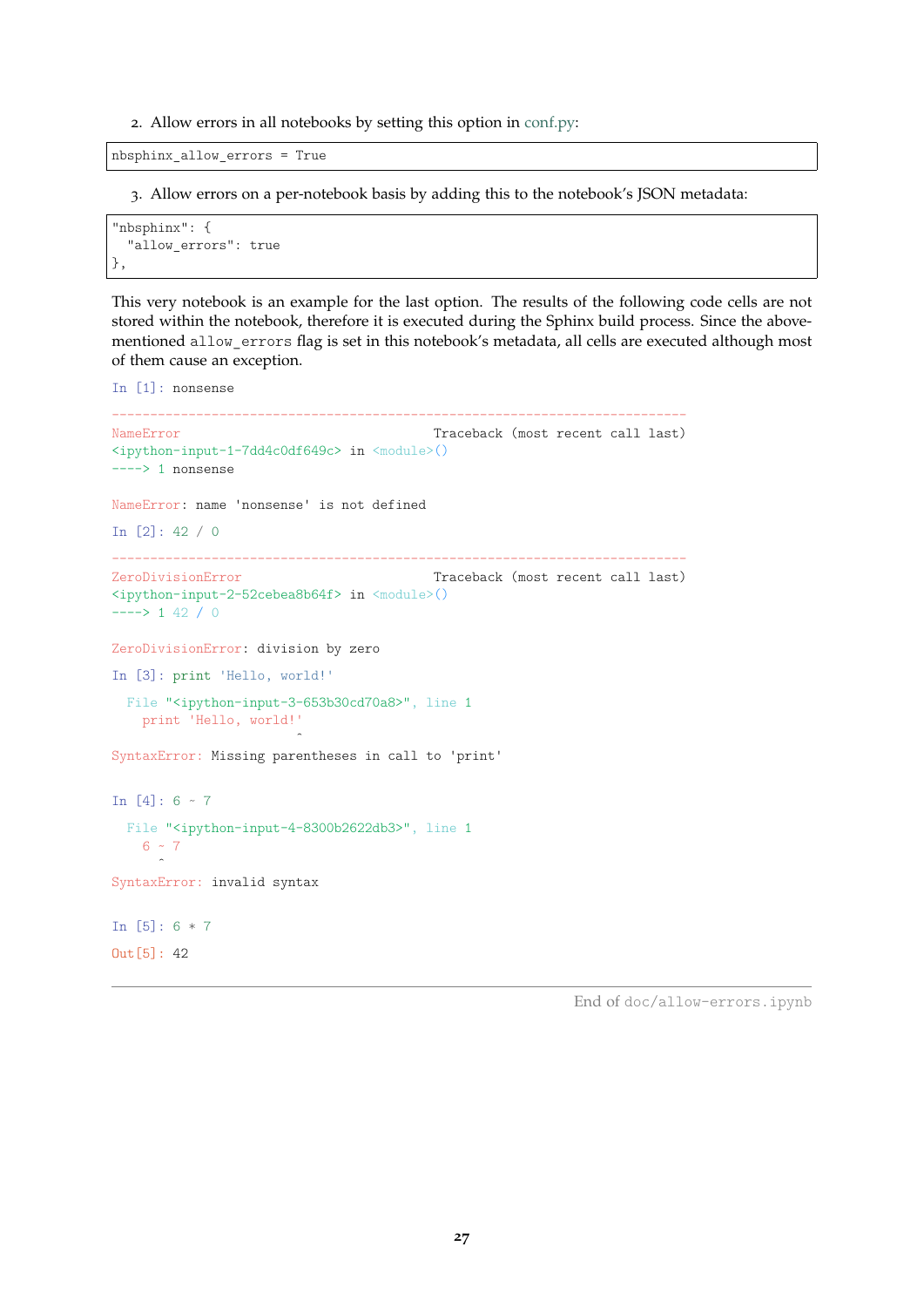2. Allow errors in all notebooks by setting this option in conf.py:

```
nbsphinx_allow_errors = True
```

3. Allow errors on a per-notebook basis by adding this to the notebook's JSON metadata:

```
"nbsphinx": {
  "allow_errors": true
},
```

This very notebook is an example for the last option. The results of the following code cells are not stored within the notebook, therefore it is executed during the Sphinx build process. Since the above-mentioned `allow_errors` flag is set in this notebook's metadata, all cells are executed although most of them cause an exception.

```
In [1]: nonsense
```

```
---------------------------------------------------------------------------

NameError                                 Traceback (most recent call last)
<ipython-input-1-7dd4c0df649c> in <module>()
----> 1 nonsense

NameError: name 'nonsense' is not defined
```

```
In [2]: 42 / 0
```

```
---------------------------------------------------------------------------

ZeroDivisionError                         Traceback (most recent call last)
<ipython-input-2-52cebea8b64f> in <module>()
----> 1 42 / 0

ZeroDivisionError: division by zero
```

```
In [3]: print 'Hello, world!'
```

```
  File "<ipython-input-3-653b30cd70a8>", line 1
    print 'Hello, world!'
                        ^
SyntaxError: Missing parentheses in call to 'print'
```

```
In [4]: 6 ~ 7
```

```
  File "<ipython-input-4-8300b2622db3>", line 1
    6 ~ 7
      ^
SyntaxError: invalid syntax
```

```
In [5]: 6 * 7
```

```
Out[5]: 42
```

End of doc/allow-errors.ipynb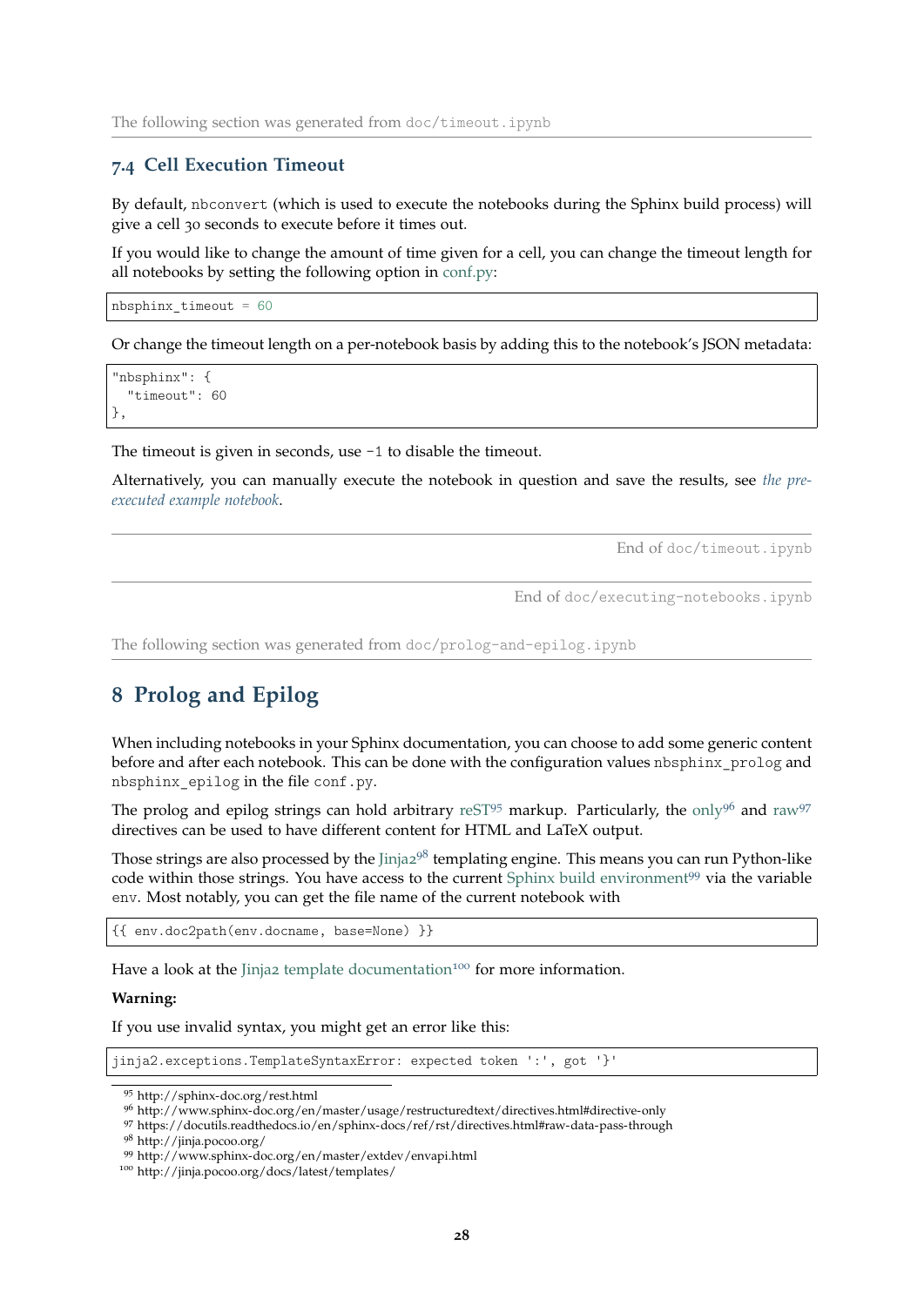The following section was generated from doc/timeout.ipynb

### 7.4 Cell Execution Timeout

By default, nbconvert (which is used to execute the notebooks during the Sphinx build process) will give a cell 30 seconds to execute before it times out.

If you would like to change the amount of time given for a cell, you can change the timeout length for all notebooks by setting the following option in conf.py:

```
nbsphinx_timeout = 60
```

Or change the timeout length on a per-notebook basis by adding this to the notebook's JSON metadata:

```
"nbsphinx": {
  "timeout": 60
},
```

The timeout is given in seconds, use -1 to disable the timeout.

Alternatively, you can manually execute the notebook in question and save the results, see *the pre-executed example notebook*.

End of doc/timeout.ipynb

End of doc/executing-notebooks.ipynb

The following section was generated from doc/prolog-and-epilog.ipynb

## 8 Prolog and Epilog

When including notebooks in your Sphinx documentation, you can choose to add some generic content before and after each notebook. This can be done with the configuration values nbsphinx_prolog and nbsphinx_epilog in the file conf.py.

The prolog and epilog strings can hold arbitrary reST[95] markup. Particularly, the only[96] and raw[97] directives can be used to have different content for HTML and LaTeX output.

Those strings are also processed by the Jinja2[98] templating engine. This means you can run Python-like code within those strings. You have access to the current Sphinx build environment[99] via the variable env. Most notably, you can get the file name of the current notebook with

```
{{ env.doc2path(env.docname, base=None) }}
```

Have a look at the Jinja2 template documentation[100] for more information.

**Warning:**

If you use invalid syntax, you might get an error like this:

```
jinja2.exceptions.TemplateSyntaxError: expected token ':', got '}'
```

[95] http://sphinx-doc.org/rest.html
[96] http://www.sphinx-doc.org/en/master/usage/restructuredtext/directives.html#directive-only
[97] https://docutils.readthedocs.io/en/sphinx-docs/ref/rst/directives.html#raw-data-pass-through
[98] http://jinja.pocoo.org/
[99] http://www.sphinx-doc.org/en/master/extdev/envapi.html
[100] http://jinja.pocoo.org/docs/latest/templates/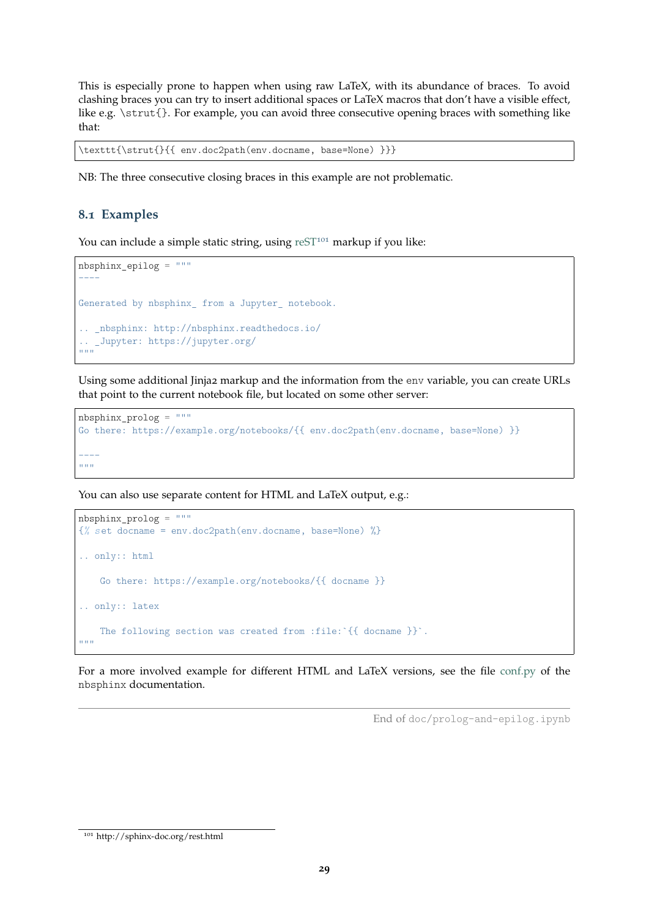This is especially prone to happen when using raw LaTeX, with its abundance of braces. To avoid clashing braces you can try to insert additional spaces or LaTeX macros that don't have a visible effect, like e.g. `\strut{}`. For example, you can avoid three consecutive opening braces with something like that:

```
\texttt{\strut{}{{ env.doc2path(env.docname, base=None) }}}
```

NB: The three consecutive closing braces in this example are not problematic.

## 8.1 Examples

You can include a simple static string, using reST[101] markup if you like:

```
nbsphinx_epilog = """
----

Generated by nbsphinx_ from a Jupyter_ notebook.

.. _nbsphinx: http://nbsphinx.readthedocs.io/
.. _Jupyter: https://jupyter.org/
"""
```

Using some additional Jinja2 markup and the information from the `env` variable, you can create URLs that point to the current notebook file, but located on some other server:

```
nbsphinx_prolog = """
Go there: https://example.org/notebooks/{{ env.doc2path(env.docname, base=None) }}

----
"""
```

You can also use separate content for HTML and LaTeX output, e.g.:

```
nbsphinx_prolog = """
{% set docname = env.doc2path(env.docname, base=None) %}

.. only:: html

    Go there: https://example.org/notebooks/{{ docname }}

.. only:: latex

    The following section was created from :file:`{{ docname }}`.
"""
```

For a more involved example for different HTML and LaTeX versions, see the file conf.py of the `nbsphinx` documentation.

---

End of `doc/prolog-and-epilog.ipynb`

[101] http://sphinx-doc.org/rest.html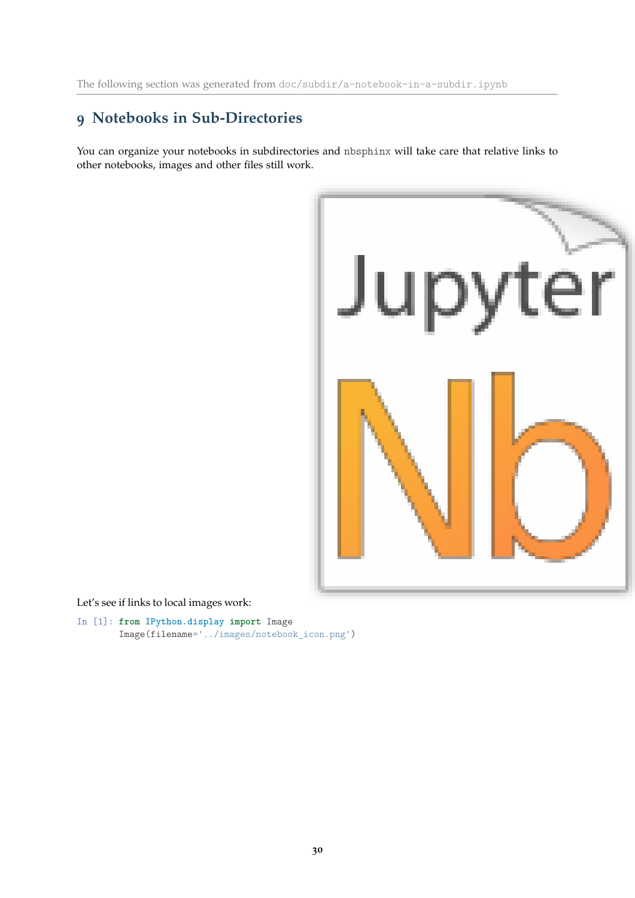The following section was generated from doc/subdir/a-notebook-in-a-subdir.ipynb

# 9 Notebooks in Sub-Directories

You can organize your notebooks in subdirectories and nbsphinx will take care that relative links to other notebooks, images and other files still work.

Let's see if links to local images work:

```
In [1]: from IPython.display import Image
        Image(filename='../images/notebook_icon.png')
```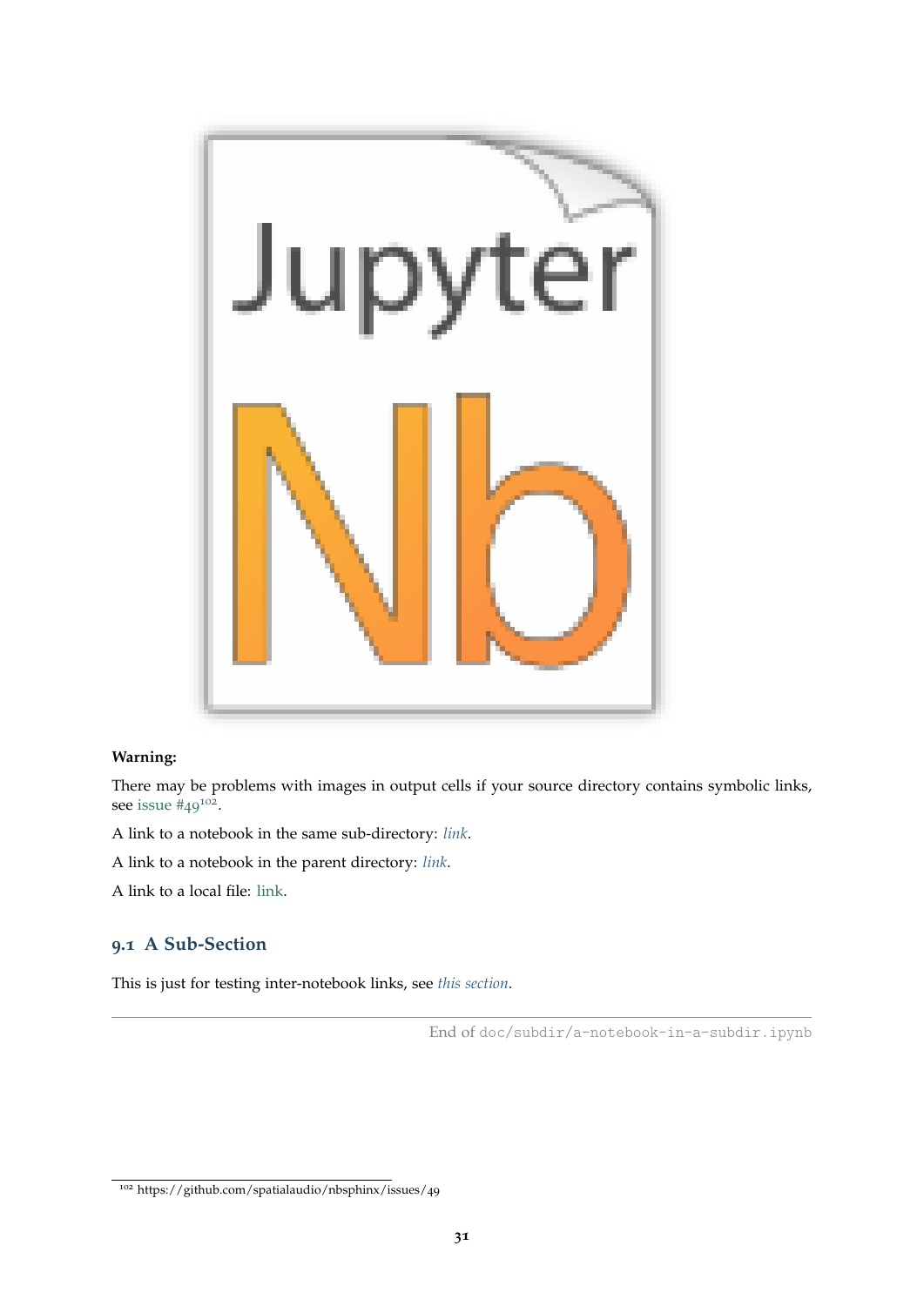**Warning:**

There may be problems with images in output cells if your source directory contains symbolic links, see issue #49[102].

A link to a notebook in the same sub-directory: *link*.

A link to a notebook in the parent directory: *link*.

A link to a local file: link.

## 9.1 A Sub-Section

This is just for testing inter-notebook links, see *this section*.

---

End of doc/subdir/a-notebook-in-a-subdir.ipynb

[102] https://github.com/spatialaudio/nbsphinx/issues/49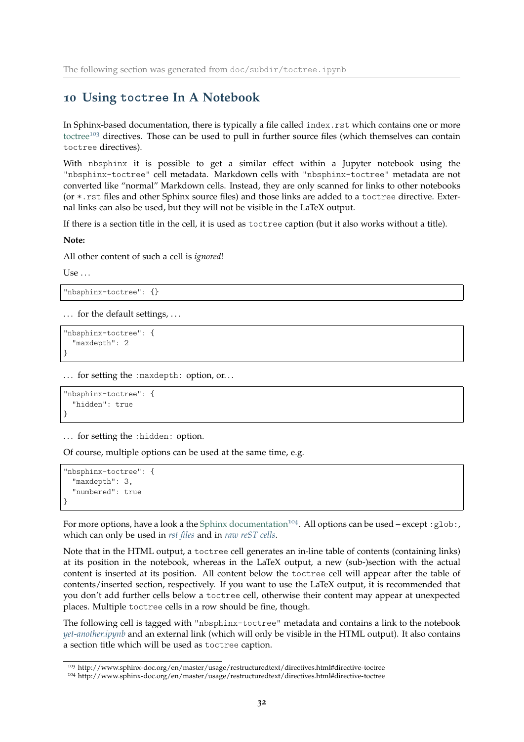The following section was generated from doc/subdir/toctree.ipynb

# 10 Using `toctree` In A Notebook

In Sphinx-based documentation, there is typically a file called `index.rst` which contains one or more toctree[103] directives. Those can be used to pull in further source files (which themselves can contain `toctree` directives).

With `nbsphinx` it is possible to get a similar effect within a Jupyter notebook using the `"nbsphinx-toctree"` cell metadata. Markdown cells with `"nbsphinx-toctree"` metadata are not converted like "normal" Markdown cells. Instead, they are only scanned for links to other notebooks (or `*.rst` files and other Sphinx source files) and those links are added to a `toctree` directive. External links can also be used, but they will not be visible in the LaTeX output.

If there is a section title in the cell, it is used as `toctree` caption (but it also works without a title).

**Note:**

All other content of such a cell is *ignored*!

Use ...

```
"nbsphinx-toctree": {}
```

... for the default settings, ...

```
"nbsphinx-toctree": {
  "maxdepth": 2
}
```

... for setting the `:maxdepth:` option, or...

```
"nbsphinx-toctree": {
  "hidden": true
}
```

... for setting the `:hidden:` option.

Of course, multiple options can be used at the same time, e.g.

```
"nbsphinx-toctree": {
  "maxdepth": 3,
  "numbered": true
}
```

For more options, have a look a the Sphinx documentation[104]. All options can be used – except `:glob:`, which can only be used in *rst files* and in *raw reST cells*.

Note that in the HTML output, a `toctree` cell generates an in-line table of contents (containing links) at its position in the notebook, whereas in the LaTeX output, a new (sub-)section with the actual content is inserted at its position. All content below the `toctree` cell will appear after the table of contents/inserted section, respectively. If you want to use the LaTeX output, it is recommended that you don't add further cells below a `toctree` cell, otherwise their content may appear at unexpected places. Multiple `toctree` cells in a row should be fine, though.

The following cell is tagged with `"nbsphinx-toctree"` metadata and contains a link to the notebook *yet-another.ipynb* and an external link (which will only be visible in the HTML output). It also contains a section title which will be used as `toctree` caption.

---

[103] http://www.sphinx-doc.org/en/master/usage/restructuredtext/directives.html#directive-toctree

[104] http://www.sphinx-doc.org/en/master/usage/restructuredtext/directives.html#directive-toctree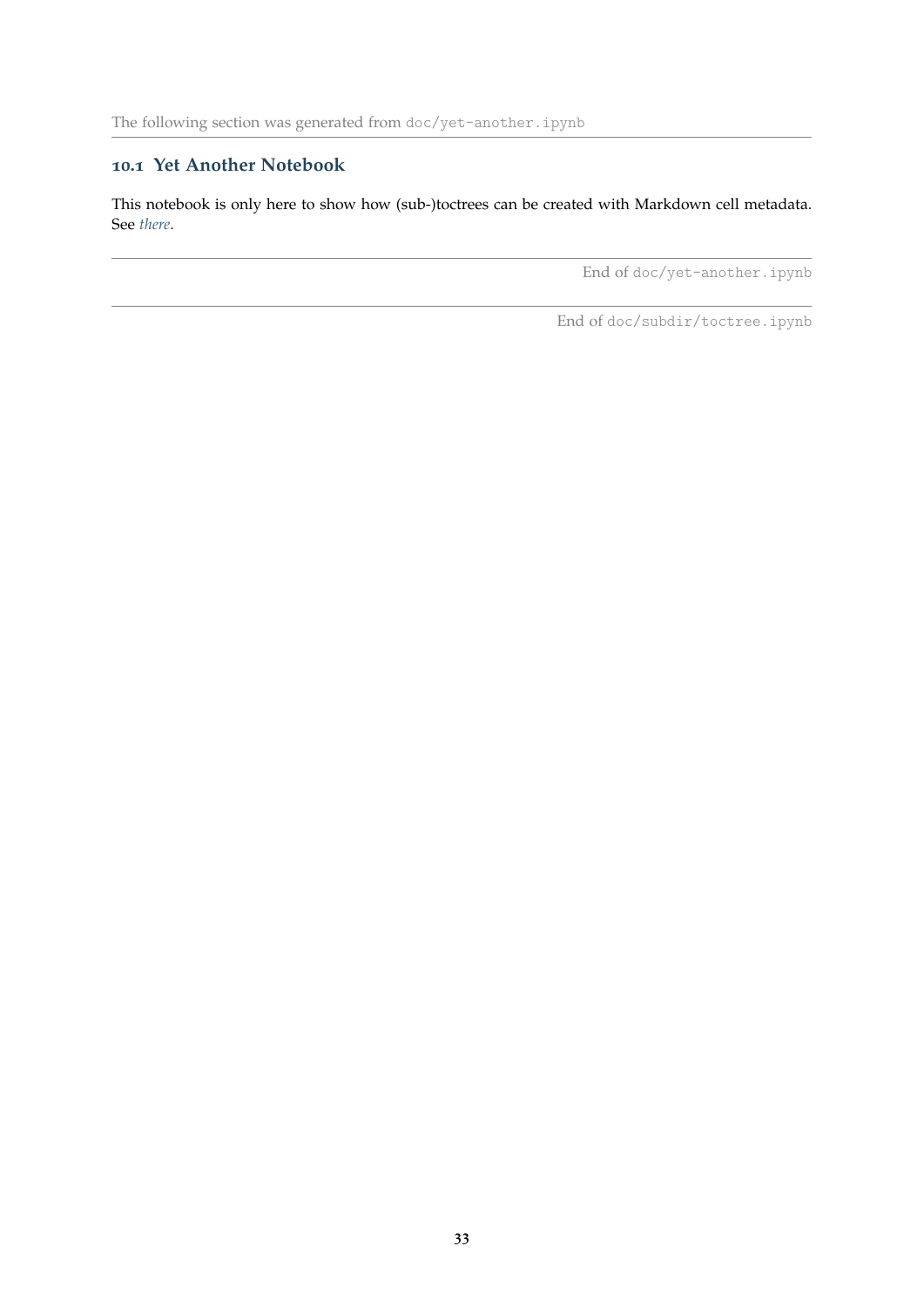The following section was generated from `doc/yet-another.ipynb`

---

### 10.1 Yet Another Notebook

This notebook is only here to show how (sub-)toctrees can be created with Markdown cell metadata. See *there*.

---

End of `doc/yet-another.ipynb`

---

End of `doc/subdir/toctree.ipynb`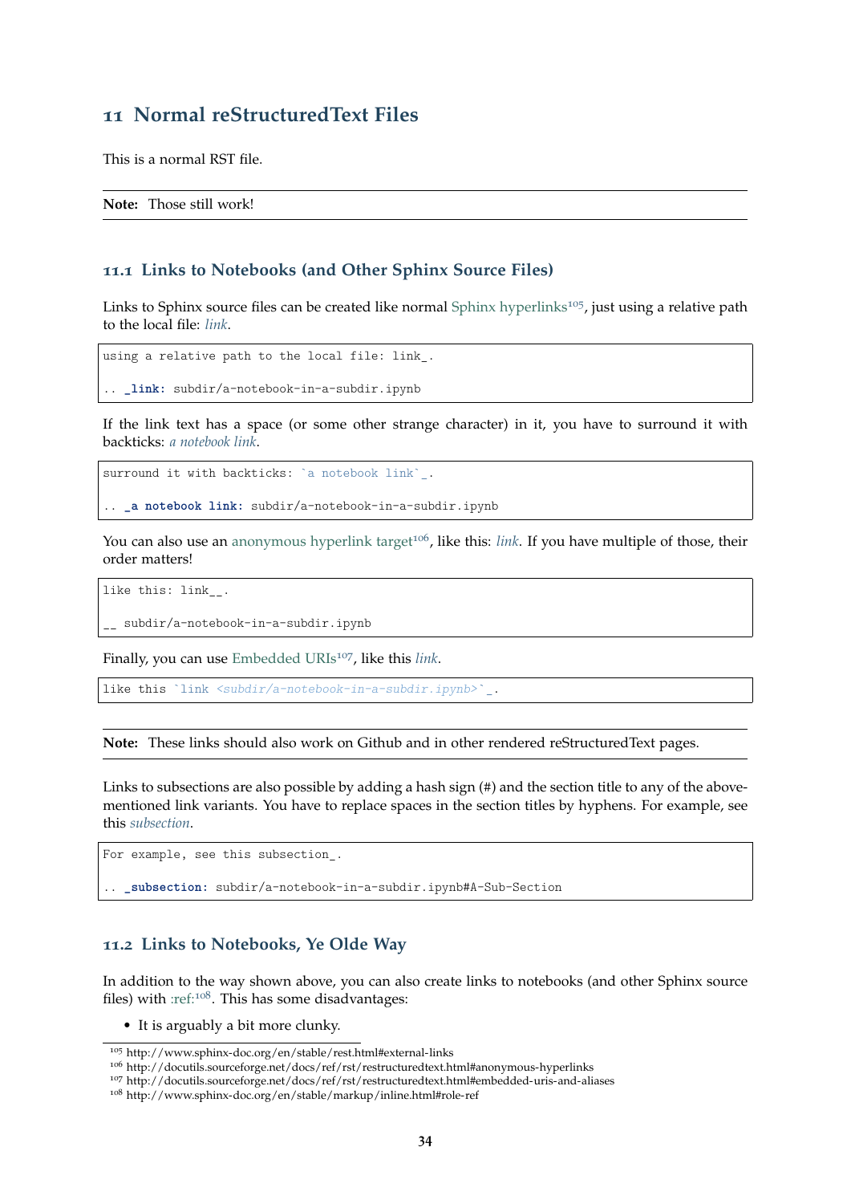# 11 Normal reStructuredText Files

This is a normal RST file.

**Note:** Those still work!

## 11.1 Links to Notebooks (and Other Sphinx Source Files)

Links to Sphinx source files can be created like normal Sphinx hyperlinks[105], just using a relative path to the local file: *link*.

```
using a relative path to the local file: link_.

.. _link: subdir/a-notebook-in-a-subdir.ipynb
```

If the link text has a space (or some other strange character) in it, you have to surround it with backticks: *a notebook link*.

```
surround it with backticks: `a notebook link`_.

.. _a notebook link: subdir/a-notebook-in-a-subdir.ipynb
```

You can also use an anonymous hyperlink target[106], like this: *link*. If you have multiple of those, their order matters!

```
like this: link__.

__ subdir/a-notebook-in-a-subdir.ipynb
```

Finally, you can use Embedded URIs[107], like this *link*.

```
like this `link <subdir/a-notebook-in-a-subdir.ipynb>`_.
```

**Note:** These links should also work on Github and in other rendered reStructuredText pages.

Links to subsections are also possible by adding a hash sign (#) and the section title to any of the above-mentioned link variants. You have to replace spaces in the section titles by hyphens. For example, see this *subsection*.

```
For example, see this subsection_.

.. _subsection: subdir/a-notebook-in-a-subdir.ipynb#A-Sub-Section
```

## 11.2 Links to Notebooks, Ye Olde Way

In addition to the way shown above, you can also create links to notebooks (and other Sphinx source files) with :ref:[108]. This has some disadvantages:

- It is arguably a bit more clunky.

[105] http://www.sphinx-doc.org/en/stable/rest.html#external-links
[106] http://docutils.sourceforge.net/docs/ref/rst/restructuredtext.html#anonymous-hyperlinks
[107] http://docutils.sourceforge.net/docs/ref/rst/restructuredtext.html#embedded-uris-and-aliases
[108] http://www.sphinx-doc.org/en/stable/markup/inline.html#role-ref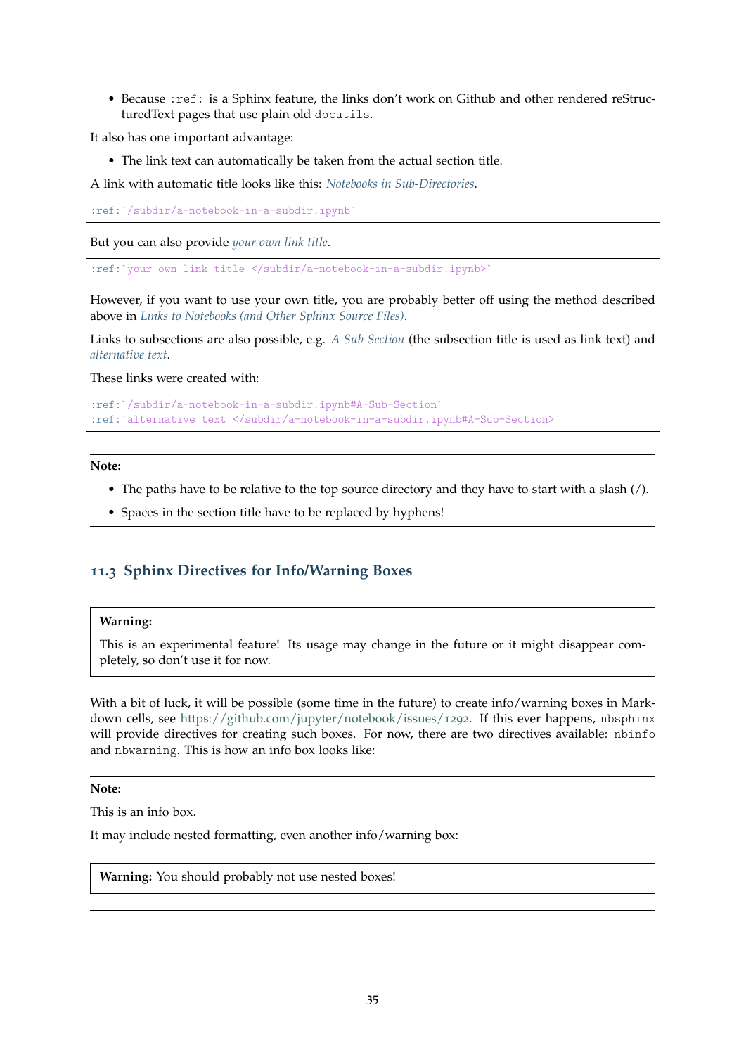- Because `:ref:` is a Sphinx feature, the links don't work on Github and other rendered reStructuredText pages that use plain old `docutils`.

It also has one important advantage:

- The link text can automatically be taken from the actual section title.

A link with automatic title looks like this: *Notebooks in Sub-Directories*.

```
:ref:`/subdir/a-notebook-in-a-subdir.ipynb`
```

But you can also provide *your own link title*.

```
:ref:`your own link title </subdir/a-notebook-in-a-subdir.ipynb>`
```

However, if you want to use your own title, you are probably better off using the method described above in *Links to Notebooks (and Other Sphinx Source Files)*.

Links to subsections are also possible, e.g. *A Sub-Section* (the subsection title is used as link text) and *alternative text*.

These links were created with:

```
:ref:`/subdir/a-notebook-in-a-subdir.ipynb#A-Sub-Section`
:ref:`alternative text </subdir/a-notebook-in-a-subdir.ipynb#A-Sub-Section>`
```

---

**Note:**

- The paths have to be relative to the top source directory and they have to start with a slash (/).
- Spaces in the section title have to be replaced by hyphens!

---

### 11.3 Sphinx Directives for Info/Warning Boxes

> **Warning:**
>
> This is an experimental feature! Its usage may change in the future or it might disappear completely, so don't use it for now.

With a bit of luck, it will be possible (some time in the future) to create info/warning boxes in Markdown cells, see https://github.com/jupyter/notebook/issues/1292. If this ever happens, `nbsphinx` will provide directives for creating such boxes. For now, there are two directives available: `nbinfo` and `nbwarning`. This is how an info box looks like:

---

**Note:**

This is an info box.

It may include nested formatting, even another info/warning box:

> **Warning:** You should probably not use nested boxes!

---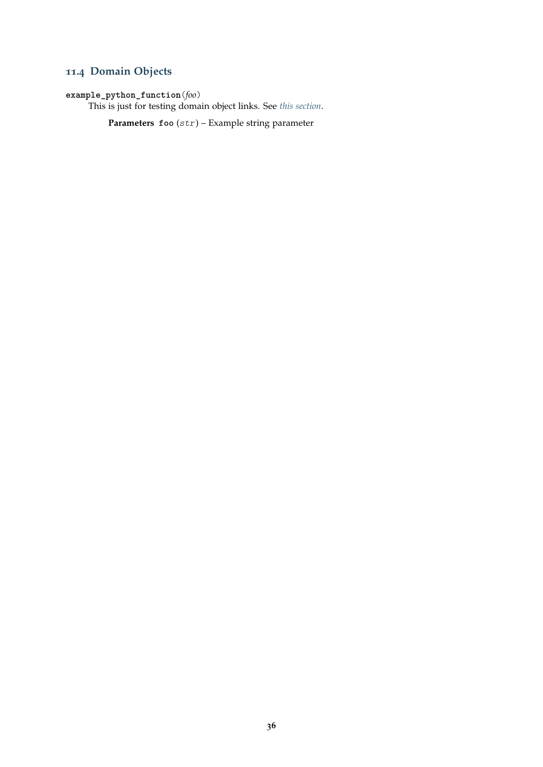## 11.4 Domain Objects

**`example_python_function`**(*foo*)

This is just for testing domain object links. See *this section*.

**Parameters** **`foo`** (*`str`*) – Example string parameter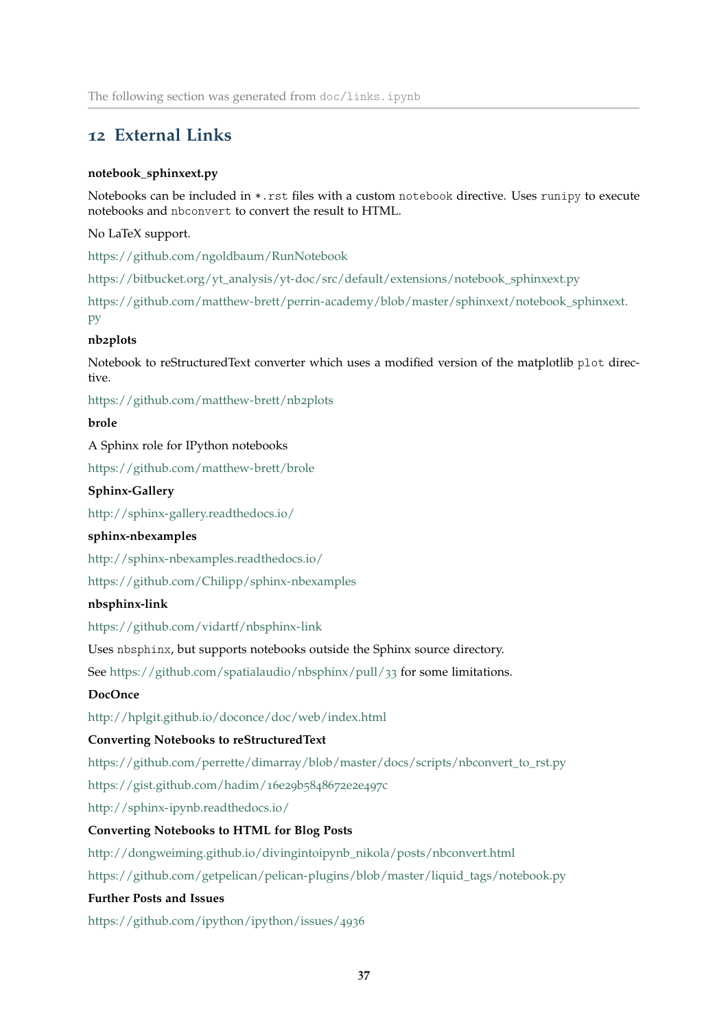The following section was generated from `doc/links.ipynb`

## 12 External Links

**notebook_sphinxext.py**

Notebooks can be included in `*.rst` files with a custom `notebook` directive. Uses `runipy` to execute notebooks and `nbconvert` to convert the result to HTML.

No LaTeX support.

https://github.com/ngoldbaum/RunNotebook

https://bitbucket.org/yt_analysis/yt-doc/src/default/extensions/notebook_sphinxext.py

https://github.com/matthew-brett/perrin-academy/blob/master/sphinxext/notebook_sphinxext.py

**nb2plots**

Notebook to reStructuredText converter which uses a modified version of the matplotlib `plot` directive.

https://github.com/matthew-brett/nb2plots

**brole**

A Sphinx role for IPython notebooks

https://github.com/matthew-brett/brole

**Sphinx-Gallery**

http://sphinx-gallery.readthedocs.io/

**sphinx-nbexamples**

http://sphinx-nbexamples.readthedocs.io/

https://github.com/Chilipp/sphinx-nbexamples

**nbsphinx-link**

https://github.com/vidartf/nbsphinx-link

Uses `nbsphinx`, but supports notebooks outside the Sphinx source directory.

See https://github.com/spatialaudio/nbsphinx/pull/33 for some limitations.

**DocOnce**

http://hplgit.github.io/doconce/doc/web/index.html

**Converting Notebooks to reStructuredText**

https://github.com/perrette/dimarray/blob/master/docs/scripts/nbconvert_to_rst.py

https://gist.github.com/hadim/16e29b5848672e2e497c

http://sphinx-ipynb.readthedocs.io/

**Converting Notebooks to HTML for Blog Posts**

http://dongweiming.github.io/divingintoipynb_nikola/posts/nbconvert.html

https://github.com/getpelican/pelican-plugins/blob/master/liquid_tags/notebook.py

**Further Posts and Issues**

https://github.com/ipython/ipython/issues/4936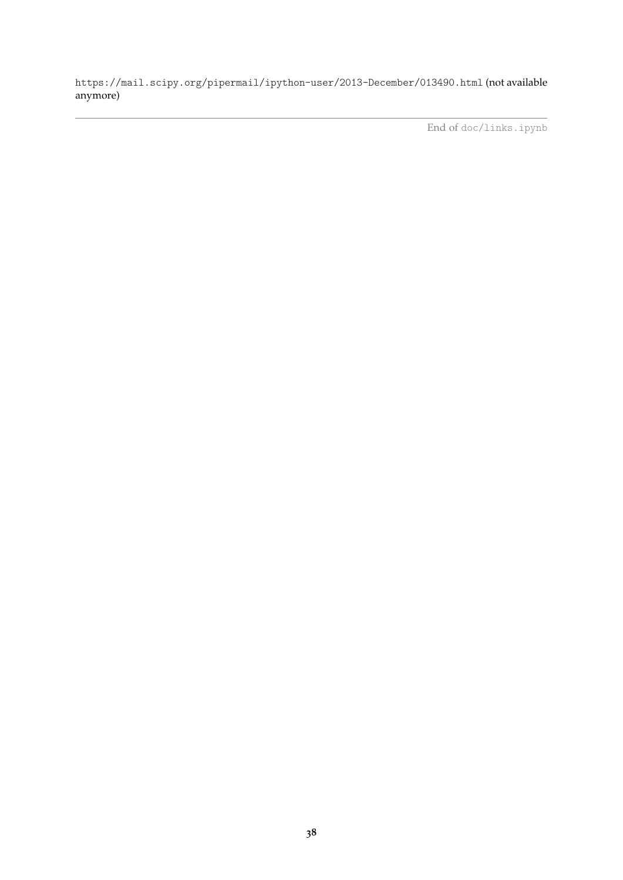`https://mail.scipy.org/pipermail/ipython-user/2013-December/013490.html` (not available anymore)

---

End of `doc/links.ipynb`